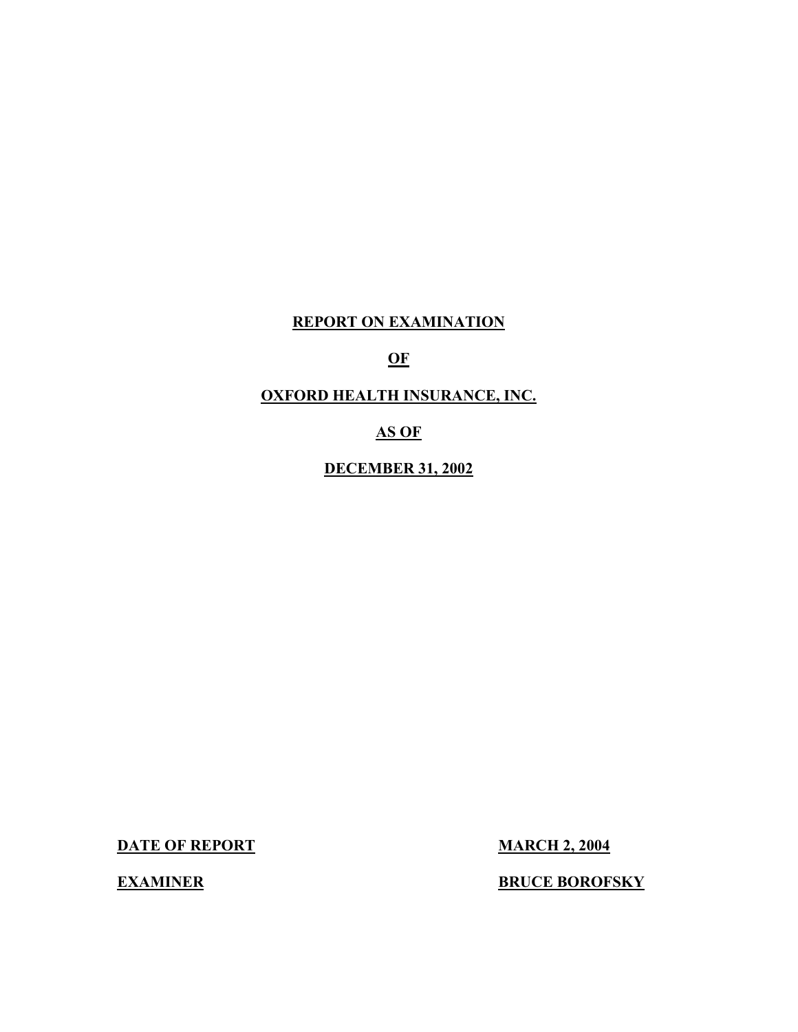# REPORT ON EXAMINATION

# OF

# OXFORD HEALTH INSURANCE, INC.

# AS OF

# DECEMBER 31, 2002

**DATE OF REPORT** **MARCH 2, 2004**

**EXAMINER** **BRUCE BOROFSKY**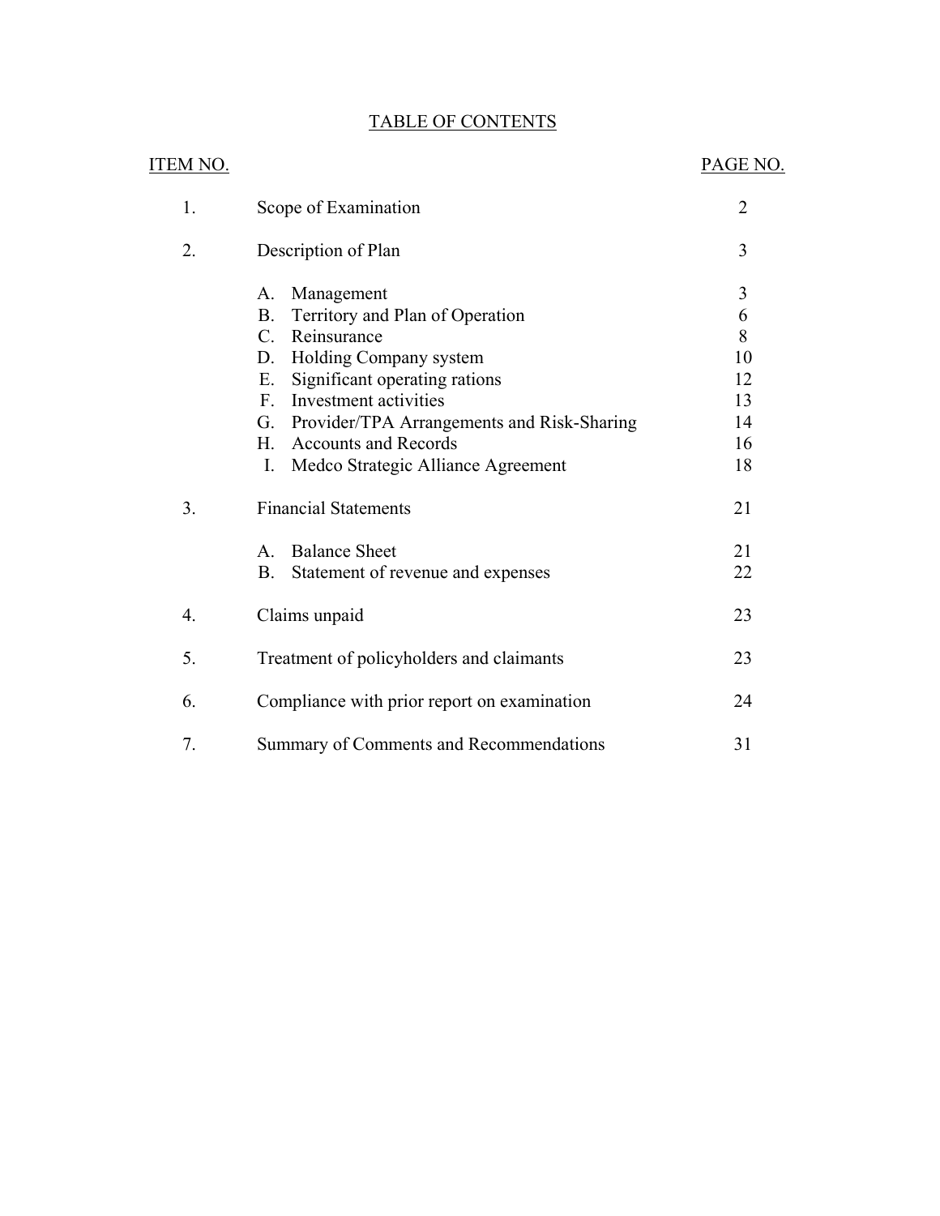# TABLE OF CONTENTS

| ITEM NO. | | PAGE NO. |
|---|---|---|
| 1. | Scope of Examination | 2 |
| 2. | Description of Plan | 3 |
| | A. Management | 3 |
| | B. Territory and Plan of Operation | 6 |
| | C. Reinsurance | 8 |
| | D. Holding Company system | 10 |
| | E. Significant operating rations | 12 |
| | F. Investment activities | 13 |
| | G. Provider/TPA Arrangements and Risk-Sharing | 14 |
| | H. Accounts and Records | 16 |
| | I. Medco Strategic Alliance Agreement | 18 |
| 3. | Financial Statements | 21 |
| | A. Balance Sheet | 21 |
| | B. Statement of revenue and expenses | 22 |
| 4. | Claims unpaid | 23 |
| 5. | Treatment of policyholders and claimants | 23 |
| 6. | Compliance with prior report on examination | 24 |
| 7. | Summary of Comments and Recommendations | 31 |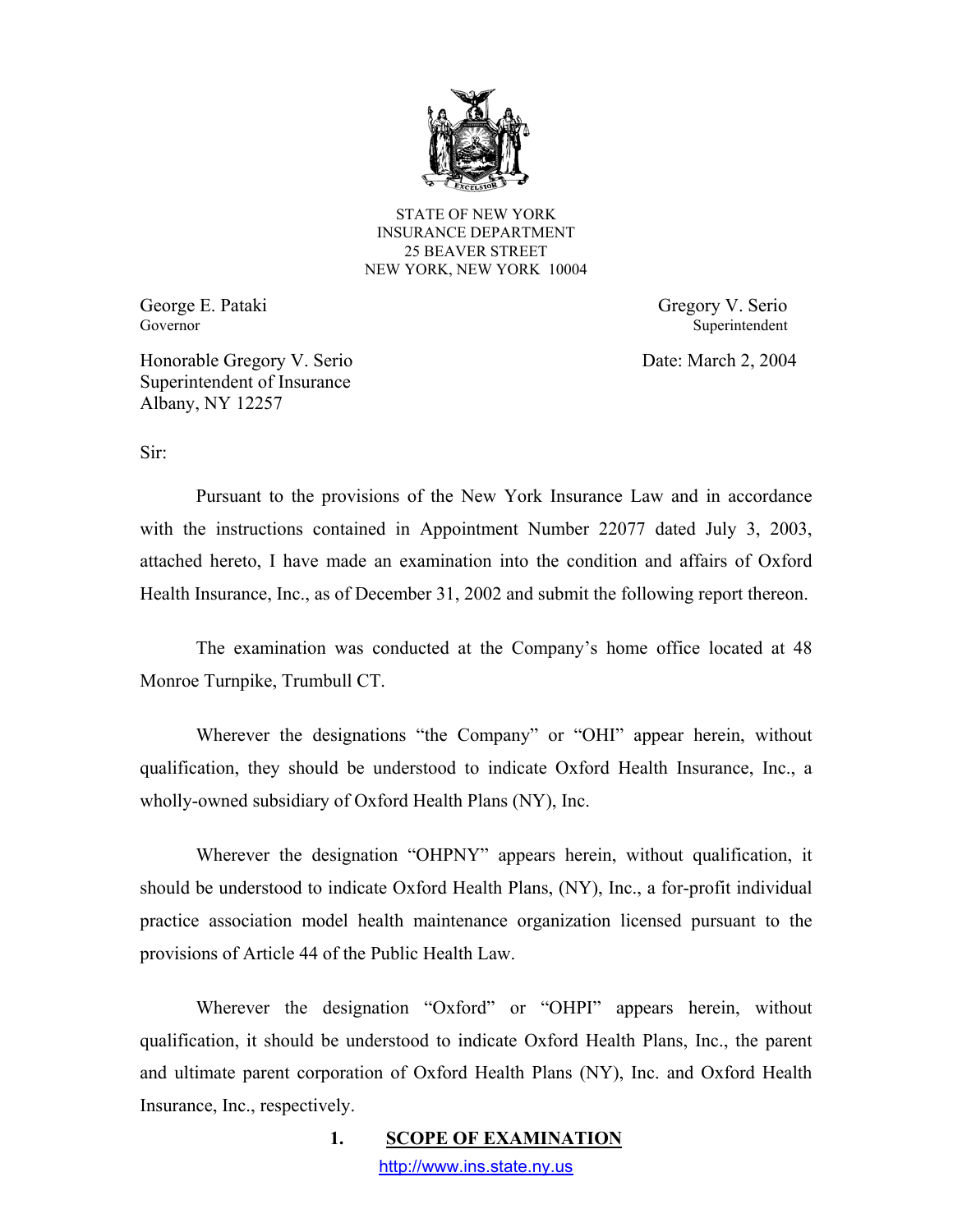STATE OF NEW YORK
INSURANCE DEPARTMENT
25 BEAVER STREET
NEW YORK, NEW YORK 10004

George E. Pataki
Governor

Gregory V. Serio
Superintendent

Honorable Gregory V. Serio
Superintendent of Insurance
Albany, NY 12257

Date: March 2, 2004

Sir:

Pursuant to the provisions of the New York Insurance Law and in accordance with the instructions contained in Appointment Number 22077 dated July 3, 2003, attached hereto, I have made an examination into the condition and affairs of Oxford Health Insurance, Inc., as of December 31, 2002 and submit the following report thereon.

The examination was conducted at the Company's home office located at 48 Monroe Turnpike, Trumbull CT.

Wherever the designations "the Company" or "OHI" appear herein, without qualification, they should be understood to indicate Oxford Health Insurance, Inc., a wholly-owned subsidiary of Oxford Health Plans (NY), Inc.

Wherever the designation "OHPNY" appears herein, without qualification, it should be understood to indicate Oxford Health Plans, (NY), Inc., a for-profit individual practice association model health maintenance organization licensed pursuant to the provisions of Article 44 of the Public Health Law.

Wherever the designation "Oxford" or "OHPI" appears herein, without qualification, it should be understood to indicate Oxford Health Plans, Inc., the parent and ultimate parent corporation of Oxford Health Plans (NY), Inc. and Oxford Health Insurance, Inc., respectively.

## 1. SCOPE OF EXAMINATION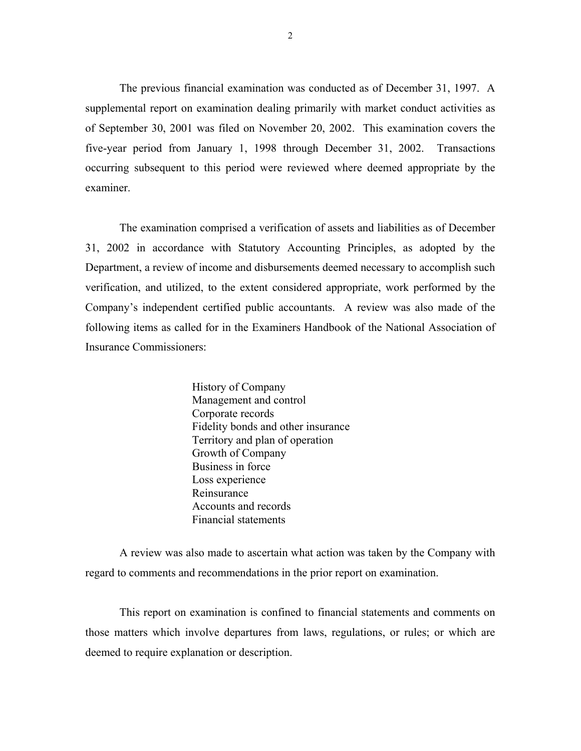The previous financial examination was conducted as of December 31, 1997. A supplemental report on examination dealing primarily with market conduct activities as of September 30, 2001 was filed on November 20, 2002. This examination covers the five-year period from January 1, 1998 through December 31, 2002. Transactions occurring subsequent to this period were reviewed where deemed appropriate by the examiner.

The examination comprised a verification of assets and liabilities as of December 31, 2002 in accordance with Statutory Accounting Principles, as adopted by the Department, a review of income and disbursements deemed necessary to accomplish such verification, and utilized, to the extent considered appropriate, work performed by the Company's independent certified public accountants. A review was also made of the following items as called for in the Examiners Handbook of the National Association of Insurance Commissioners:

- History of Company
- Management and control
- Corporate records
- Fidelity bonds and other insurance
- Territory and plan of operation
- Growth of Company
- Business in force
- Loss experience
- Reinsurance
- Accounts and records
- Financial statements

A review was also made to ascertain what action was taken by the Company with regard to comments and recommendations in the prior report on examination.

This report on examination is confined to financial statements and comments on those matters which involve departures from laws, regulations, or rules; or which are deemed to require explanation or description.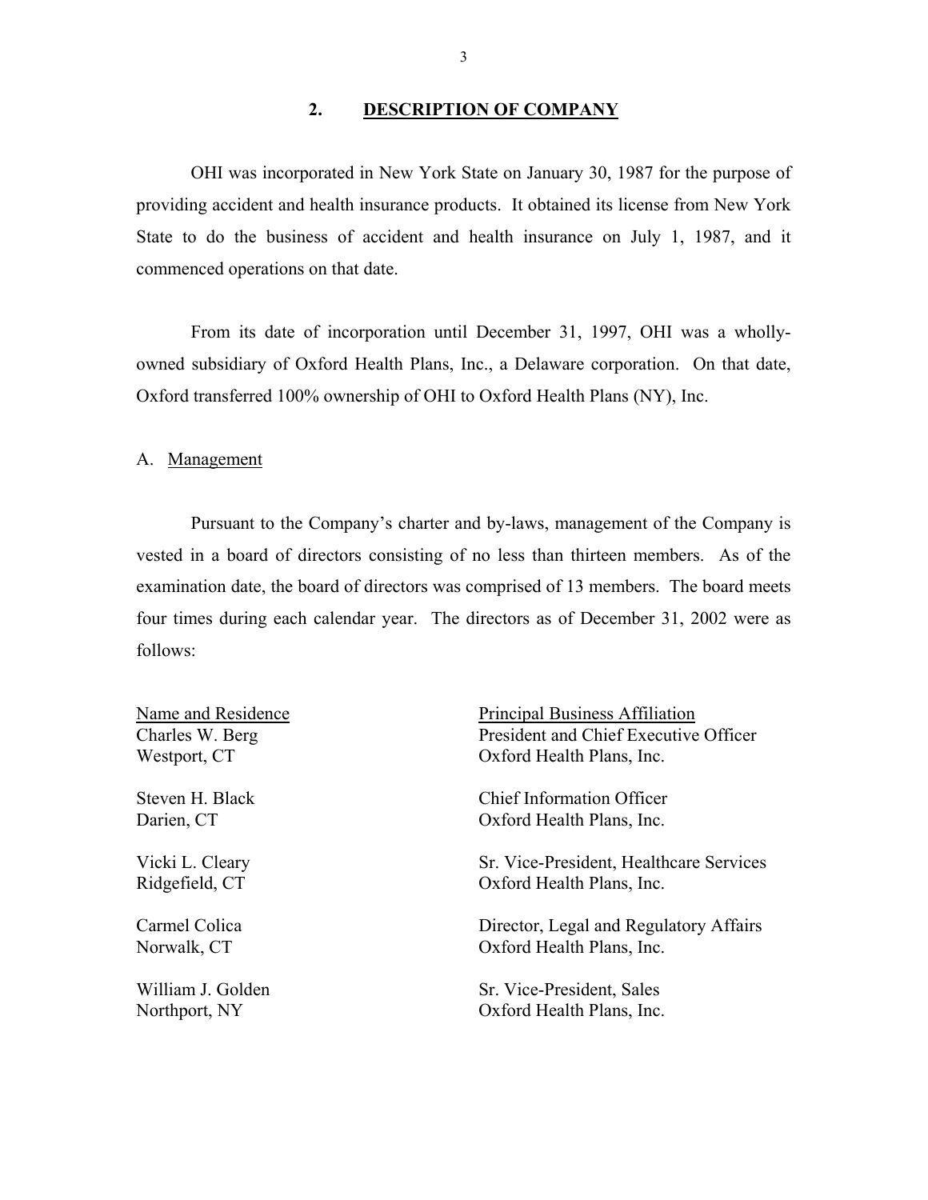## 2. DESCRIPTION OF COMPANY

OHI was incorporated in New York State on January 30, 1987 for the purpose of providing accident and health insurance products. It obtained its license from New York State to do the business of accident and health insurance on July 1, 1987, and it commenced operations on that date.

From its date of incorporation until December 31, 1997, OHI was a wholly-owned subsidiary of Oxford Health Plans, Inc., a Delaware corporation. On that date, Oxford transferred 100% ownership of OHI to Oxford Health Plans (NY), Inc.

### A. Management

Pursuant to the Company's charter and by-laws, management of the Company is vested in a board of directors consisting of no less than thirteen members. As of the examination date, the board of directors was comprised of 13 members. The board meets four times during each calendar year. The directors as of December 31, 2002 were as follows:

| Name and Residence | Principal Business Affiliation |
|---|---|
| Charles W. Berg<br>Westport, CT | President and Chief Executive Officer<br>Oxford Health Plans, Inc. |
| Steven H. Black<br>Darien, CT | Chief Information Officer<br>Oxford Health Plans, Inc. |
| Vicki L. Cleary<br>Ridgefield, CT | Sr. Vice-President, Healthcare Services<br>Oxford Health Plans, Inc. |
| Carmel Colica<br>Norwalk, CT | Director, Legal and Regulatory Affairs<br>Oxford Health Plans, Inc. |
| William J. Golden<br>Northport, NY | Sr. Vice-President, Sales<br>Oxford Health Plans, Inc. |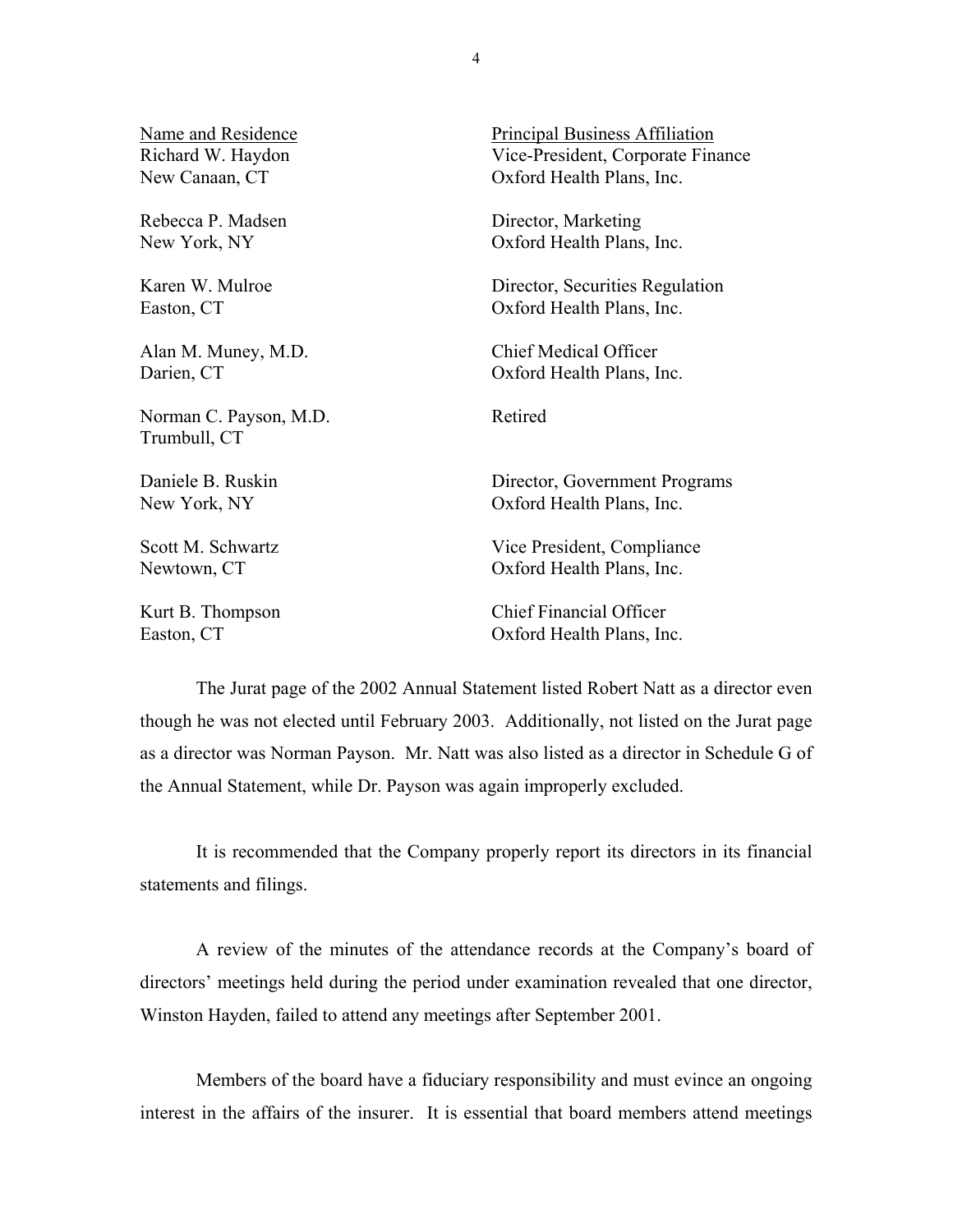| Name and Residence | Principal Business Affiliation |
| --- | --- |
| Richard W. Haydon<br>New Canaan, CT | Vice-President, Corporate Finance<br>Oxford Health Plans, Inc. |
| Rebecca P. Madsen<br>New York, NY | Director, Marketing<br>Oxford Health Plans, Inc. |
| Karen W. Mulroe<br>Easton, CT | Director, Securities Regulation<br>Oxford Health Plans, Inc. |
| Alan M. Muney, M.D.<br>Darien, CT | Chief Medical Officer<br>Oxford Health Plans, Inc. |
| Norman C. Payson, M.D.<br>Trumbull, CT | Retired |
| Daniele B. Ruskin<br>New York, NY | Director, Government Programs<br>Oxford Health Plans, Inc. |
| Scott M. Schwartz<br>Newtown, CT | Vice President, Compliance<br>Oxford Health Plans, Inc. |
| Kurt B. Thompson<br>Easton, CT | Chief Financial Officer<br>Oxford Health Plans, Inc. |

The Jurat page of the 2002 Annual Statement listed Robert Natt as a director even though he was not elected until February 2003. Additionally, not listed on the Jurat page as a director was Norman Payson. Mr. Natt was also listed as a director in Schedule G of the Annual Statement, while Dr. Payson was again improperly excluded.

It is recommended that the Company properly report its directors in its financial statements and filings.

A review of the minutes of the attendance records at the Company's board of directors' meetings held during the period under examination revealed that one director, Winston Hayden, failed to attend any meetings after September 2001.

Members of the board have a fiduciary responsibility and must evince an ongoing interest in the affairs of the insurer. It is essential that board members attend meetings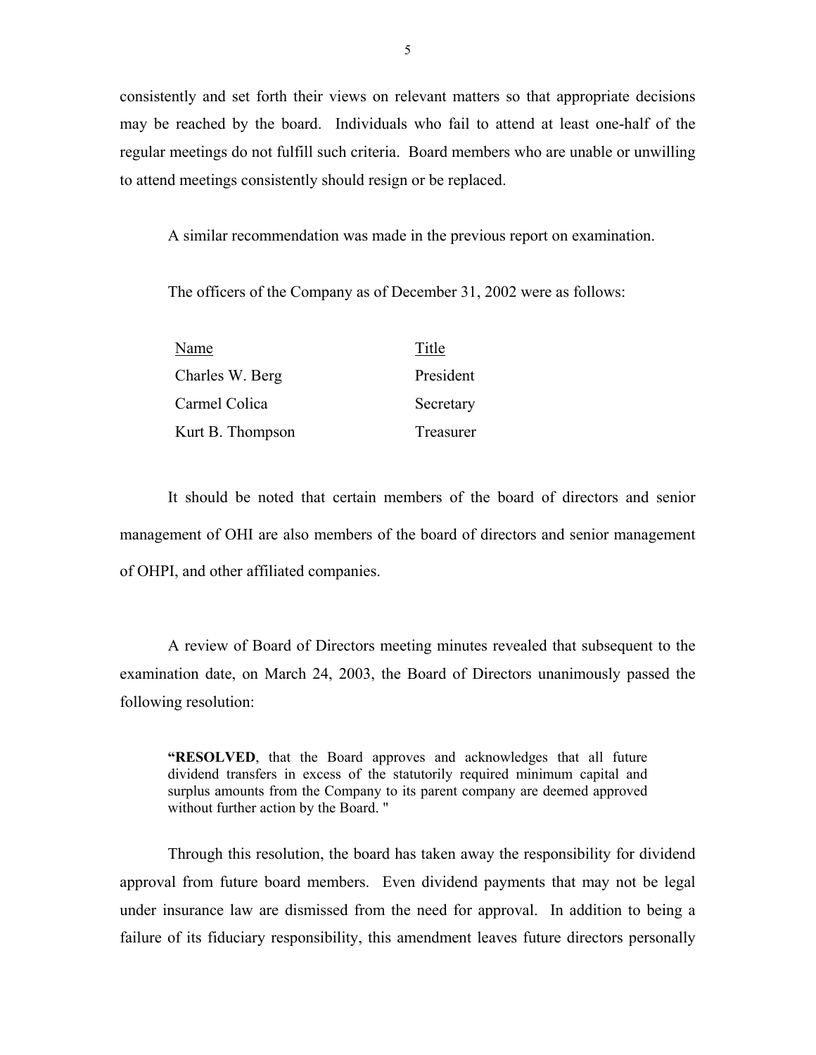consistently and set forth their views on relevant matters so that appropriate decisions may be reached by the board. Individuals who fail to attend at least one-half of the regular meetings do not fulfill such criteria. Board members who are unable or unwilling to attend meetings consistently should resign or be replaced.

A similar recommendation was made in the previous report on examination.

The officers of the Company as of December 31, 2002 were as follows:

| Name | Title |
|---|---|
| Charles W. Berg | President |
| Carmel Colica | Secretary |
| Kurt B. Thompson | Treasurer |

It should be noted that certain members of the board of directors and senior management of OHI are also members of the board of directors and senior management of OHPI, and other affiliated companies.

A review of Board of Directors meeting minutes revealed that subsequent to the examination date, on March 24, 2003, the Board of Directors unanimously passed the following resolution:

> "**RESOLVED**, that the Board approves and acknowledges that all future dividend transfers in excess of the statutorily required minimum capital and surplus amounts from the Company to its parent company are deemed approved without further action by the Board. "

Through this resolution, the board has taken away the responsibility for dividend approval from future board members. Even dividend payments that may not be legal under insurance law are dismissed from the need for approval. In addition to being a failure of its fiduciary responsibility, this amendment leaves future directors personally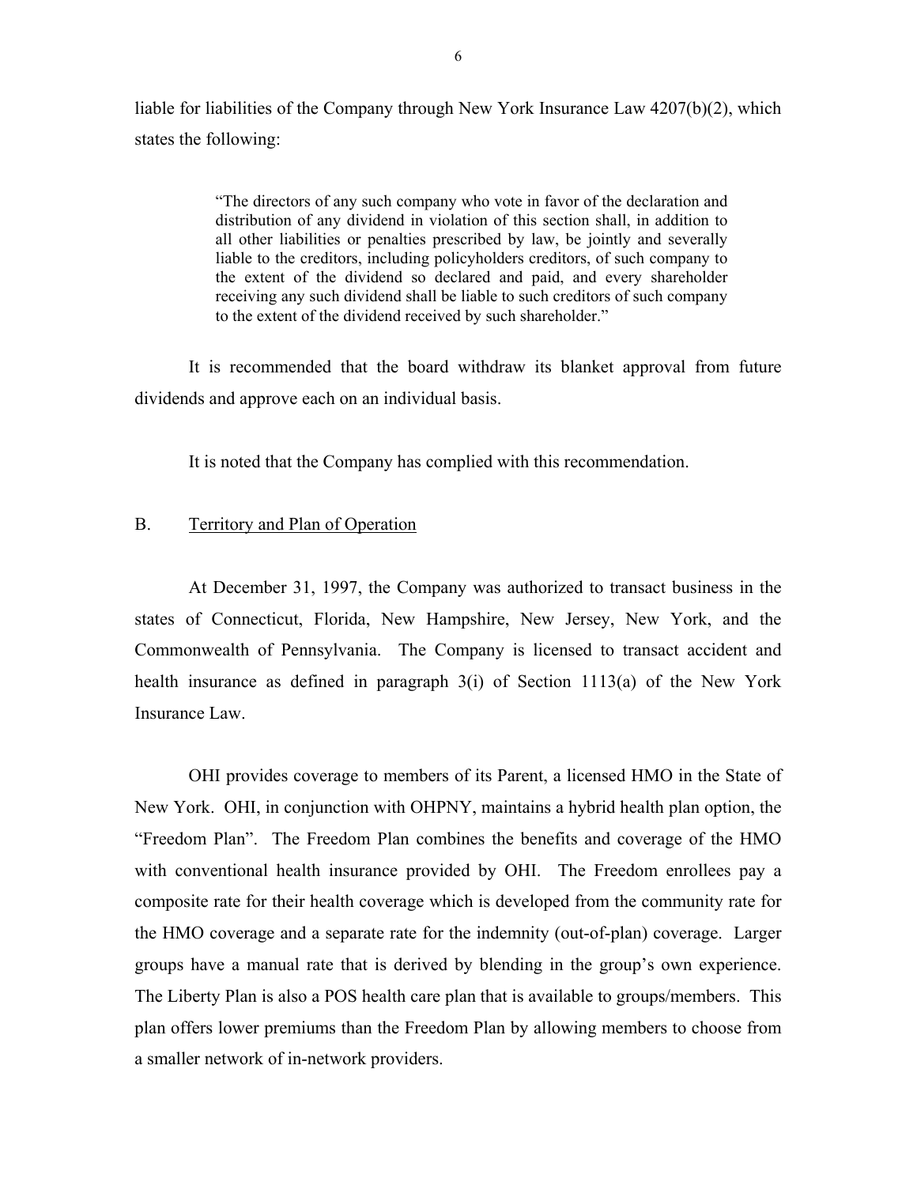liable for liabilities of the Company through New York Insurance Law 4207(b)(2), which states the following:

> "The directors of any such company who vote in favor of the declaration and distribution of any dividend in violation of this section shall, in addition to all other liabilities or penalties prescribed by law, be jointly and severally liable to the creditors, including policyholders creditors, of such company to the extent of the dividend so declared and paid, and every shareholder receiving any such dividend shall be liable to such creditors of such company to the extent of the dividend received by such shareholder."

It is recommended that the board withdraw its blanket approval from future dividends and approve each on an individual basis.

It is noted that the Company has complied with this recommendation.

## B. Territory and Plan of Operation

At December 31, 1997, the Company was authorized to transact business in the states of Connecticut, Florida, New Hampshire, New Jersey, New York, and the Commonwealth of Pennsylvania. The Company is licensed to transact accident and health insurance as defined in paragraph 3(i) of Section 1113(a) of the New York Insurance Law.

OHI provides coverage to members of its Parent, a licensed HMO in the State of New York. OHI, in conjunction with OHPNY, maintains a hybrid health plan option, the "Freedom Plan". The Freedom Plan combines the benefits and coverage of the HMO with conventional health insurance provided by OHI. The Freedom enrollees pay a composite rate for their health coverage which is developed from the community rate for the HMO coverage and a separate rate for the indemnity (out-of-plan) coverage. Larger groups have a manual rate that is derived by blending in the group's own experience. The Liberty Plan is also a POS health care plan that is available to groups/members. This plan offers lower premiums than the Freedom Plan by allowing members to choose from a smaller network of in-network providers.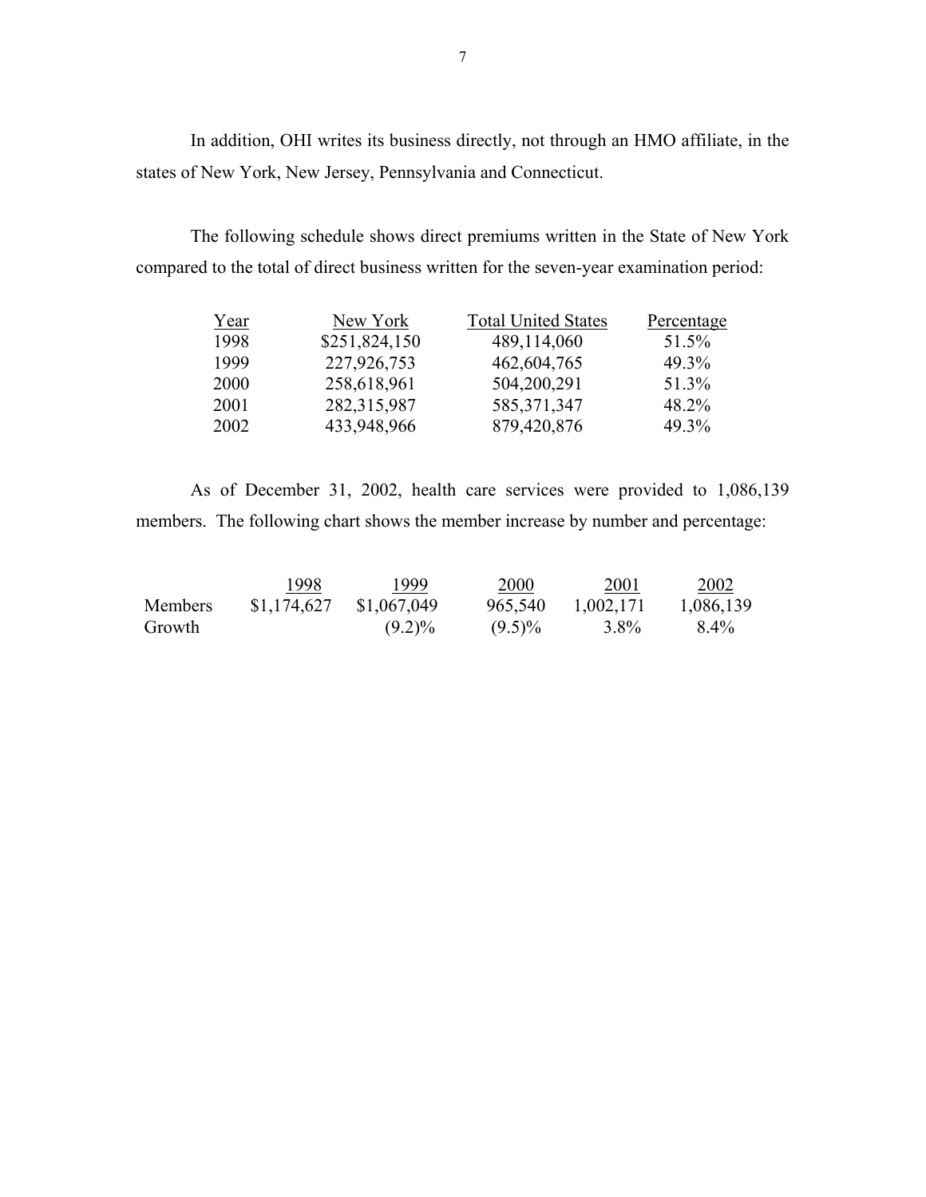In addition, OHI writes its business directly, not through an HMO affiliate, in the states of New York, New Jersey, Pennsylvania and Connecticut.

The following schedule shows direct premiums written in the State of New York compared to the total of direct business written for the seven-year examination period:

| Year | New York | Total United States | Percentage |
|---|---|---|---|
| 1998 | $251,824,150 | 489,114,060 | 51.5% |
| 1999 | 227,926,753 | 462,604,765 | 49.3% |
| 2000 | 258,618,961 | 504,200,291 | 51.3% |
| 2001 | 282,315,987 | 585,371,347 | 48.2% |
| 2002 | 433,948,966 | 879,420,876 | 49.3% |

As of December 31, 2002, health care services were provided to 1,086,139 members. The following chart shows the member increase by number and percentage:

| | 1998 | 1999 | 2000 | 2001 | 2002 |
|---|---|---|---|---|---|
| Members | $1,174,627 | $1,067,049 | 965,540 | 1,002,171 | 1,086,139 |
| Growth | | (9.2)% | (9.5)% | 3.8% | 8.4% |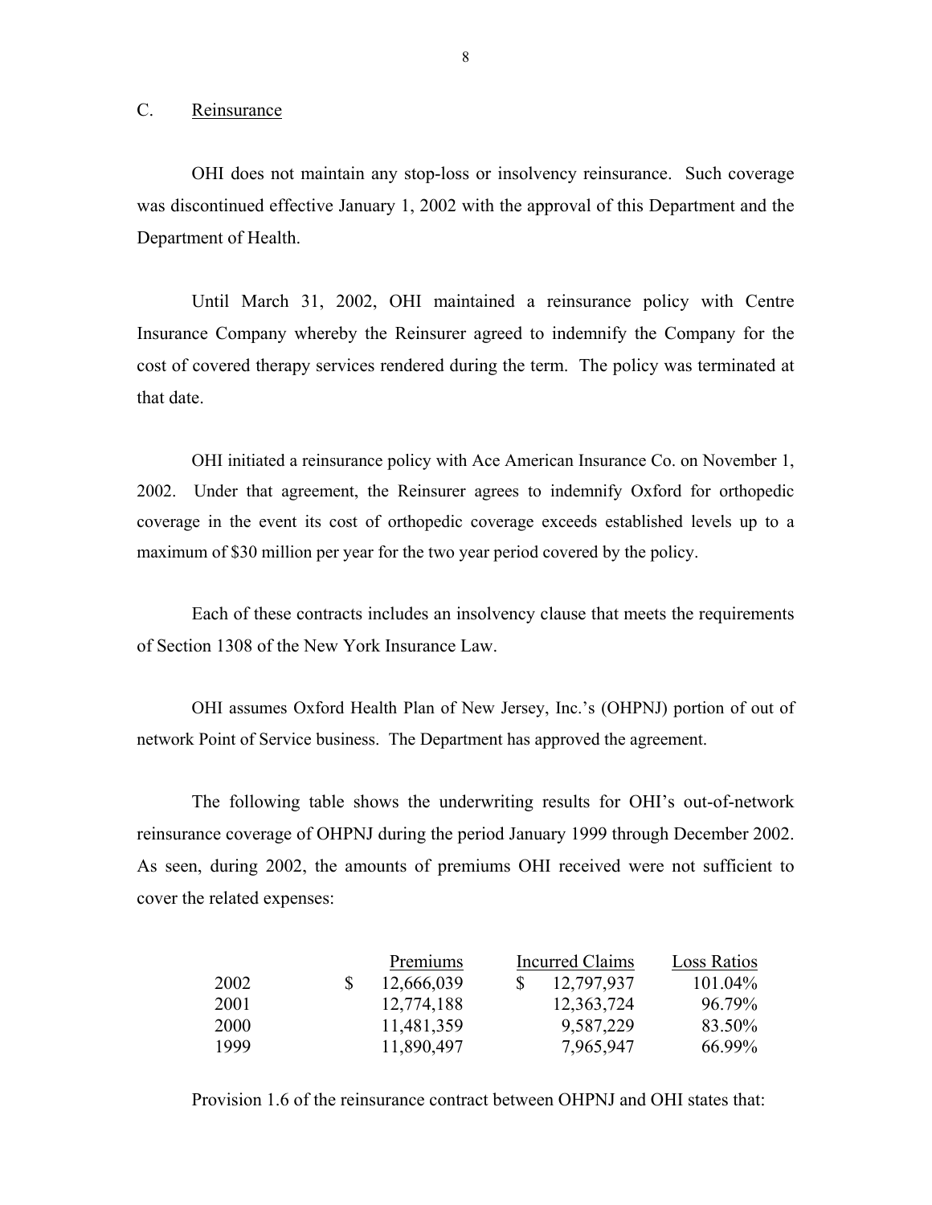## C. Reinsurance

OHI does not maintain any stop-loss or insolvency reinsurance. Such coverage was discontinued effective January 1, 2002 with the approval of this Department and the Department of Health.

Until March 31, 2002, OHI maintained a reinsurance policy with Centre Insurance Company whereby the Reinsurer agreed to indemnify the Company for the cost of covered therapy services rendered during the term. The policy was terminated at that date.

OHI initiated a reinsurance policy with Ace American Insurance Co. on November 1, 2002. Under that agreement, the Reinsurer agrees to indemnify Oxford for orthopedic coverage in the event its cost of orthopedic coverage exceeds established levels up to a maximum of $30 million per year for the two year period covered by the policy.

Each of these contracts includes an insolvency clause that meets the requirements of Section 1308 of the New York Insurance Law.

OHI assumes Oxford Health Plan of New Jersey, Inc.'s (OHPNJ) portion of out of network Point of Service business. The Department has approved the agreement.

The following table shows the underwriting results for OHI's out-of-network reinsurance coverage of OHPNJ during the period January 1999 through December 2002. As seen, during 2002, the amounts of premiums OHI received were not sufficient to cover the related expenses:

| | Premiums | Incurred Claims | Loss Ratios |
|---|---|---|---|
| 2002 | $ 12,666,039 | $ 12,797,937 | 101.04% |
| 2001 | 12,774,188 | 12,363,724 | 96.79% |
| 2000 | 11,481,359 | 9,587,229 | 83.50% |
| 1999 | 11,890,497 | 7,965,947 | 66.99% |

Provision 1.6 of the reinsurance contract between OHPNJ and OHI states that: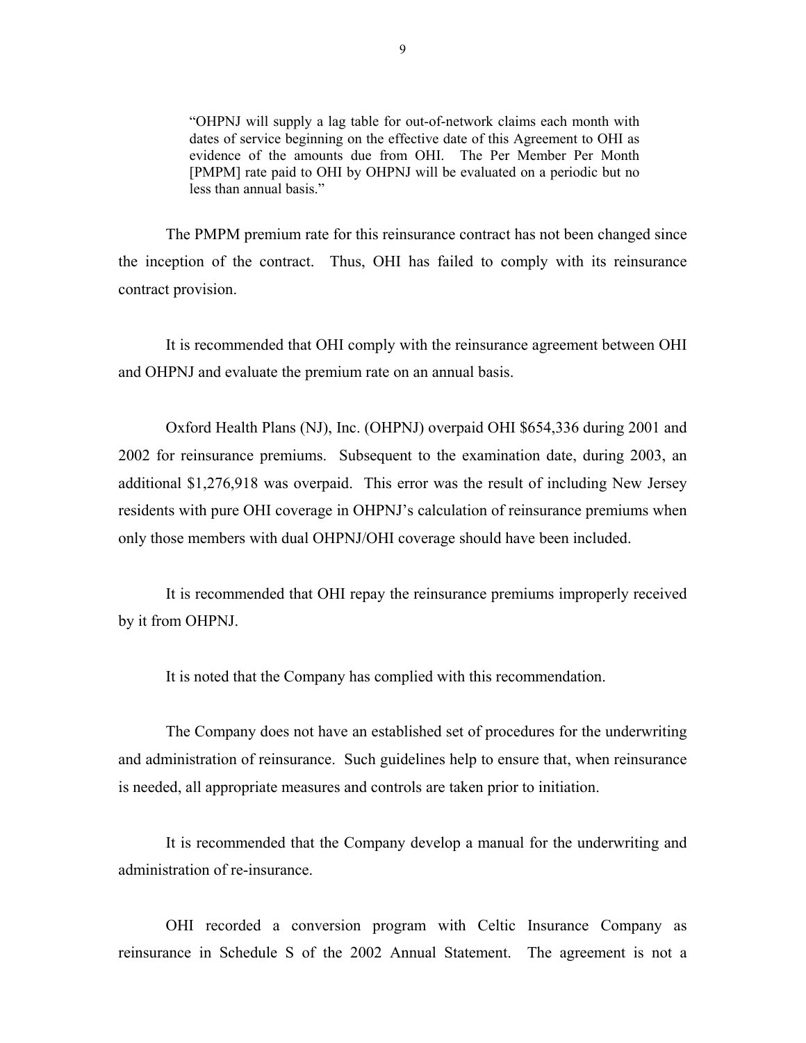> "OHPNJ will supply a lag table for out-of-network claims each month with dates of service beginning on the effective date of this Agreement to OHI as evidence of the amounts due from OHI. The Per Member Per Month [PMPM] rate paid to OHI by OHPNJ will be evaluated on a periodic but no less than annual basis."

The PMPM premium rate for this reinsurance contract has not been changed since the inception of the contract. Thus, OHI has failed to comply with its reinsurance contract provision.

It is recommended that OHI comply with the reinsurance agreement between OHI and OHPNJ and evaluate the premium rate on an annual basis.

Oxford Health Plans (NJ), Inc. (OHPNJ) overpaid OHI $654,336 during 2001 and 2002 for reinsurance premiums. Subsequent to the examination date, during 2003, an additional $1,276,918 was overpaid. This error was the result of including New Jersey residents with pure OHI coverage in OHPNJ's calculation of reinsurance premiums when only those members with dual OHPNJ/OHI coverage should have been included.

It is recommended that OHI repay the reinsurance premiums improperly received by it from OHPNJ.

It is noted that the Company has complied with this recommendation.

The Company does not have an established set of procedures for the underwriting and administration of reinsurance. Such guidelines help to ensure that, when reinsurance is needed, all appropriate measures and controls are taken prior to initiation.

It is recommended that the Company develop a manual for the underwriting and administration of re-insurance.

OHI recorded a conversion program with Celtic Insurance Company as reinsurance in Schedule S of the 2002 Annual Statement. The agreement is not a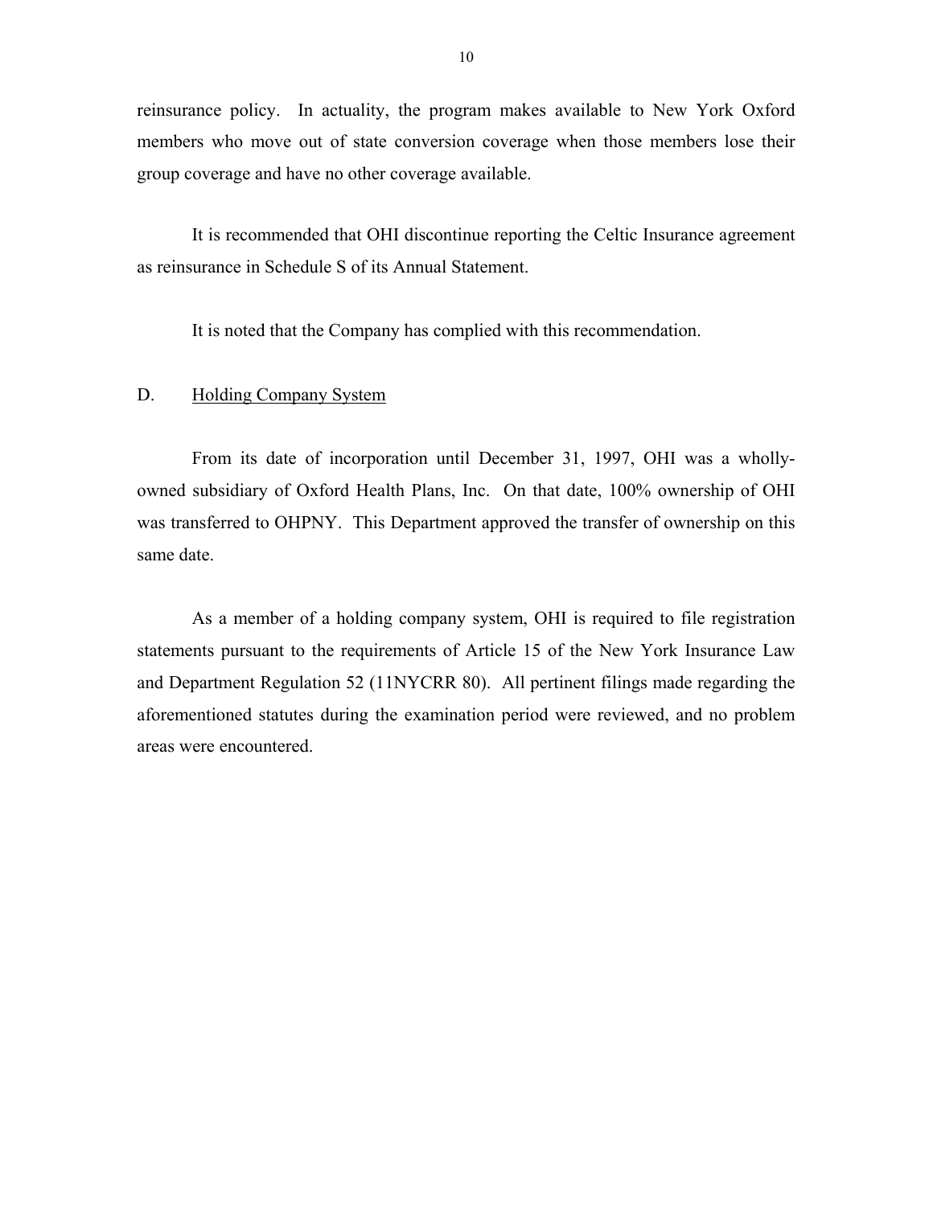reinsurance policy. In actuality, the program makes available to New York Oxford members who move out of state conversion coverage when those members lose their group coverage and have no other coverage available.

It is recommended that OHI discontinue reporting the Celtic Insurance agreement as reinsurance in Schedule S of its Annual Statement.

It is noted that the Company has complied with this recommendation.

## D. Holding Company System

From its date of incorporation until December 31, 1997, OHI was a wholly-owned subsidiary of Oxford Health Plans, Inc. On that date, 100% ownership of OHI was transferred to OHPNY. This Department approved the transfer of ownership on this same date.

As a member of a holding company system, OHI is required to file registration statements pursuant to the requirements of Article 15 of the New York Insurance Law and Department Regulation 52 (11NYCRR 80). All pertinent filings made regarding the aforementioned statutes during the examination period were reviewed, and no problem areas were encountered.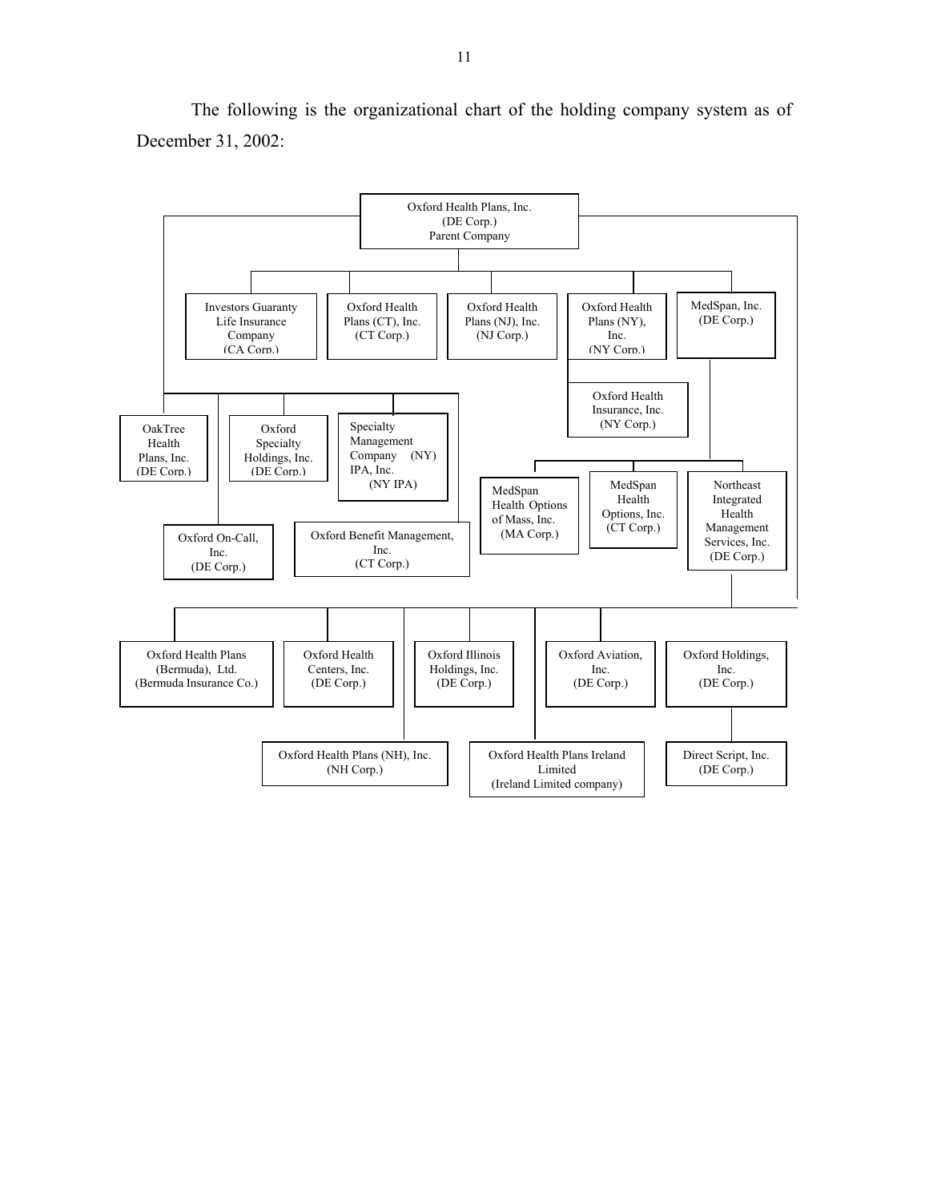The following is the organizational chart of the holding company system as of December 31, 2002:

- **Oxford Health Plans, Inc.** (DE Corp.) Parent Company
  - Investors Guaranty Life Insurance Company (CA Corp.)
  - Oxford Health Plans (CT), Inc. (CT Corp.)
  - Oxford Health Plans (NJ), Inc. (NJ Corp.)
  - Oxford Health Plans (NY), Inc. (NY Corp.)
    - Oxford Health Insurance, Inc. (NY Corp.)
  - MedSpan, Inc. (DE Corp.)
    - MedSpan Health Options of Mass, Inc. (MA Corp.)
    - MedSpan Health Options, Inc. (CT Corp.)
    - Northeast Integrated Health Management Services, Inc. (DE Corp.)
  - OakTree Health Plans, Inc. (DE Corp.)
  - Oxford On-Call, Inc. (DE Corp.)
  - Oxford Specialty Holdings, Inc. (DE Corp.)
  - Specialty Management Company (NY) IPA, Inc. (NY IPA)
  - Oxford Benefit Management, Inc. (CT Corp.)
  - Oxford Health Plans (Bermuda), Ltd. (Bermuda Insurance Co.)
  - Oxford Health Centers, Inc. (DE Corp.)
  - Oxford Health Plans (NH), Inc. (NH Corp.)
  - Oxford Illinois Holdings, Inc. (DE Corp.)
  - Oxford Health Plans Ireland Limited (Ireland Limited company)
  - Oxford Aviation, Inc. (DE Corp.)
  - Oxford Holdings, Inc. (DE Corp.)
    - Direct Script, Inc. (DE Corp.)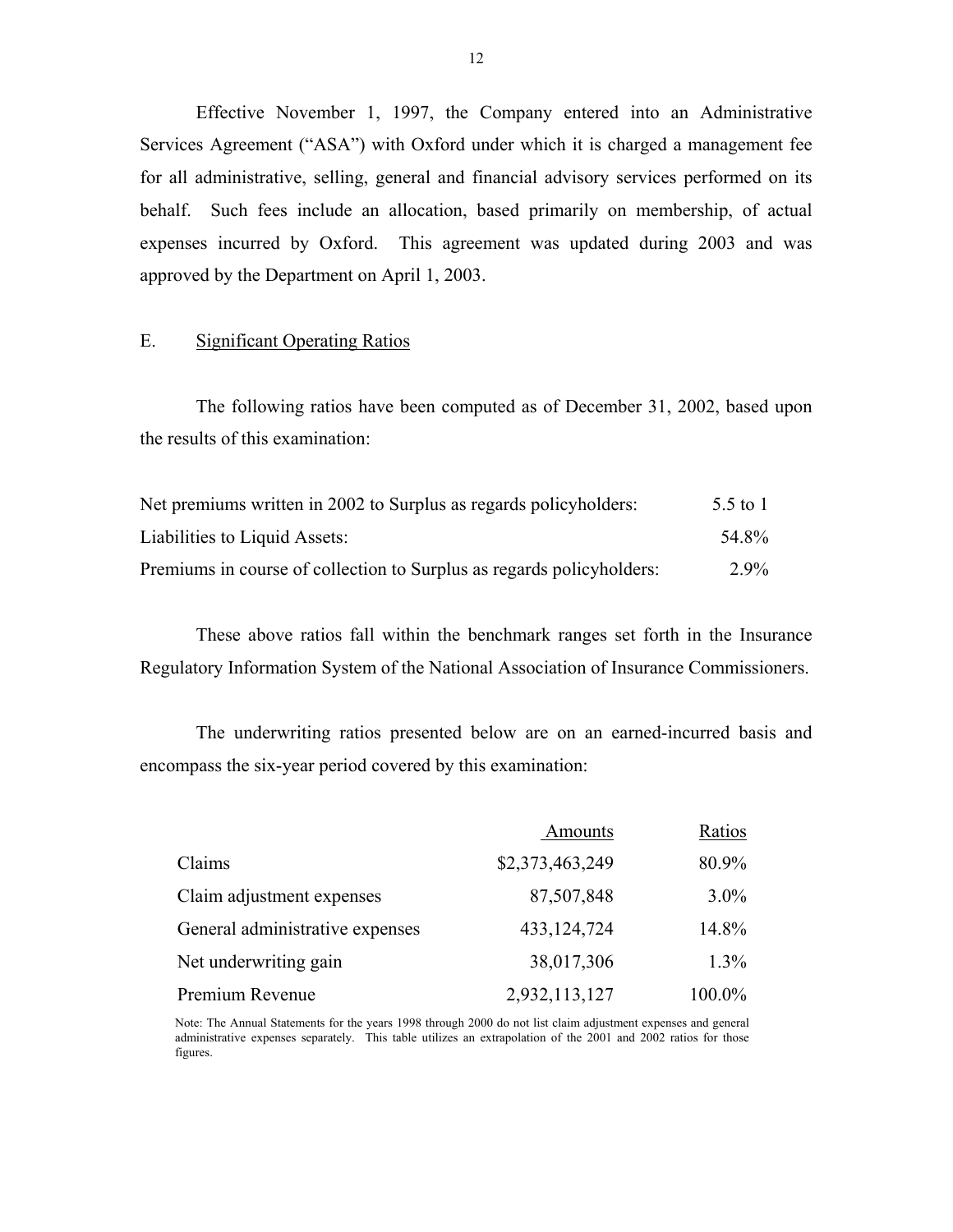Effective November 1, 1997, the Company entered into an Administrative Services Agreement ("ASA") with Oxford under which it is charged a management fee for all administrative, selling, general and financial advisory services performed on its behalf. Such fees include an allocation, based primarily on membership, of actual expenses incurred by Oxford. This agreement was updated during 2003 and was approved by the Department on April 1, 2003.

## E. Significant Operating Ratios

The following ratios have been computed as of December 31, 2002, based upon the results of this examination:

| | |
|---|---|
| Net premiums written in 2002 to Surplus as regards policyholders: | 5.5 to 1 |
| Liabilities to Liquid Assets: | 54.8% |
| Premiums in course of collection to Surplus as regards policyholders: | 2.9% |

These above ratios fall within the benchmark ranges set forth in the Insurance Regulatory Information System of the National Association of Insurance Commissioners.

The underwriting ratios presented below are on an earned-incurred basis and encompass the six-year period covered by this examination:

| | Amounts | Ratios |
|---|---|---|
| Claims | $2,373,463,249 | 80.9% |
| Claim adjustment expenses | 87,507,848 | 3.0% |
| General administrative expenses | 433,124,724 | 14.8% |
| Net underwriting gain | 38,017,306 | 1.3% |
| Premium Revenue | 2,932,113,127 | 100.0% |

Note: The Annual Statements for the years 1998 through 2000 do not list claim adjustment expenses and general administrative expenses separately. This table utilizes an extrapolation of the 2001 and 2002 ratios for those figures.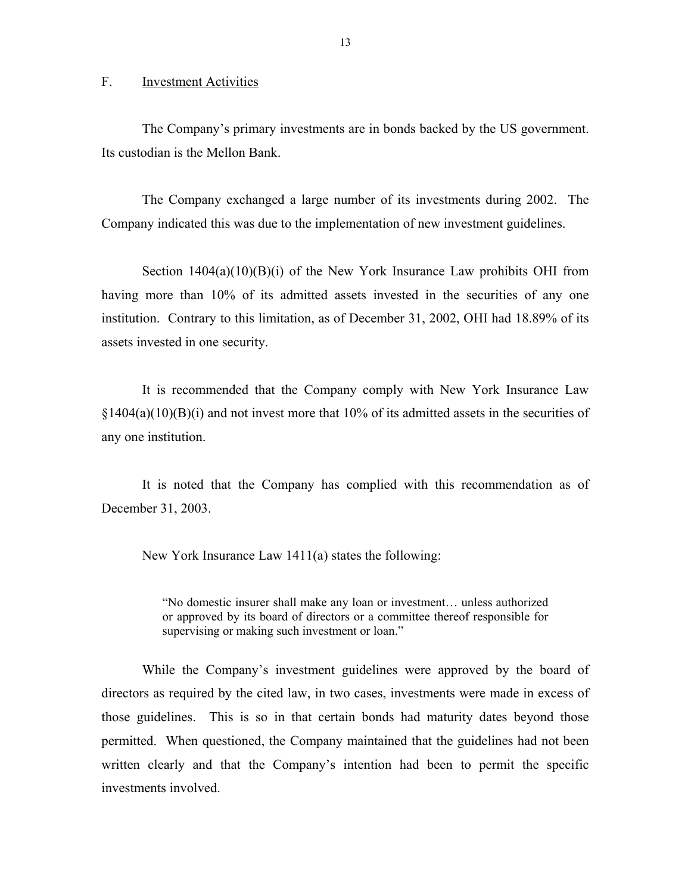## F. Investment Activities

The Company's primary investments are in bonds backed by the US government. Its custodian is the Mellon Bank.

The Company exchanged a large number of its investments during 2002. The Company indicated this was due to the implementation of new investment guidelines.

Section 1404(a)(10)(B)(i) of the New York Insurance Law prohibits OHI from having more than 10% of its admitted assets invested in the securities of any one institution. Contrary to this limitation, as of December 31, 2002, OHI had 18.89% of its assets invested in one security.

It is recommended that the Company comply with New York Insurance Law §1404(a)(10)(B)(i) and not invest more that 10% of its admitted assets in the securities of any one institution.

It is noted that the Company has complied with this recommendation as of December 31, 2003.

New York Insurance Law 1411(a) states the following:

> "No domestic insurer shall make any loan or investment… unless authorized or approved by its board of directors or a committee thereof responsible for supervising or making such investment or loan."

While the Company's investment guidelines were approved by the board of directors as required by the cited law, in two cases, investments were made in excess of those guidelines. This is so in that certain bonds had maturity dates beyond those permitted. When questioned, the Company maintained that the guidelines had not been written clearly and that the Company's intention had been to permit the specific investments involved.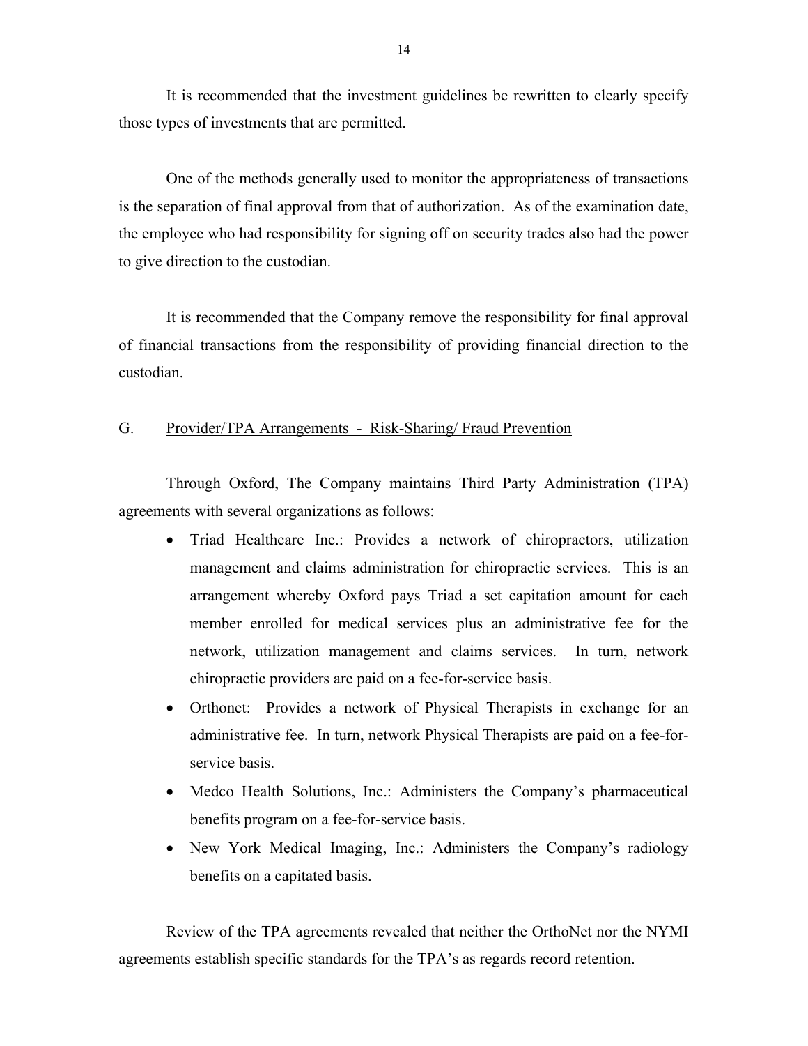It is recommended that the investment guidelines be rewritten to clearly specify those types of investments that are permitted.

One of the methods generally used to monitor the appropriateness of transactions is the separation of final approval from that of authorization. As of the examination date, the employee who had responsibility for signing off on security trades also had the power to give direction to the custodian.

It is recommended that the Company remove the responsibility for final approval of financial transactions from the responsibility of providing financial direction to the custodian.

## G. Provider/TPA Arrangements - Risk-Sharing/ Fraud Prevention

Through Oxford, The Company maintains Third Party Administration (TPA) agreements with several organizations as follows:

- Triad Healthcare Inc.: Provides a network of chiropractors, utilization management and claims administration for chiropractic services. This is an arrangement whereby Oxford pays Triad a set capitation amount for each member enrolled for medical services plus an administrative fee for the network, utilization management and claims services. In turn, network chiropractic providers are paid on a fee-for-service basis.
- Orthonet: Provides a network of Physical Therapists in exchange for an administrative fee. In turn, network Physical Therapists are paid on a fee-for-service basis.
- Medco Health Solutions, Inc.: Administers the Company's pharmaceutical benefits program on a fee-for-service basis.
- New York Medical Imaging, Inc.: Administers the Company's radiology benefits on a capitated basis.

Review of the TPA agreements revealed that neither the OrthoNet nor the NYMI agreements establish specific standards for the TPA's as regards record retention.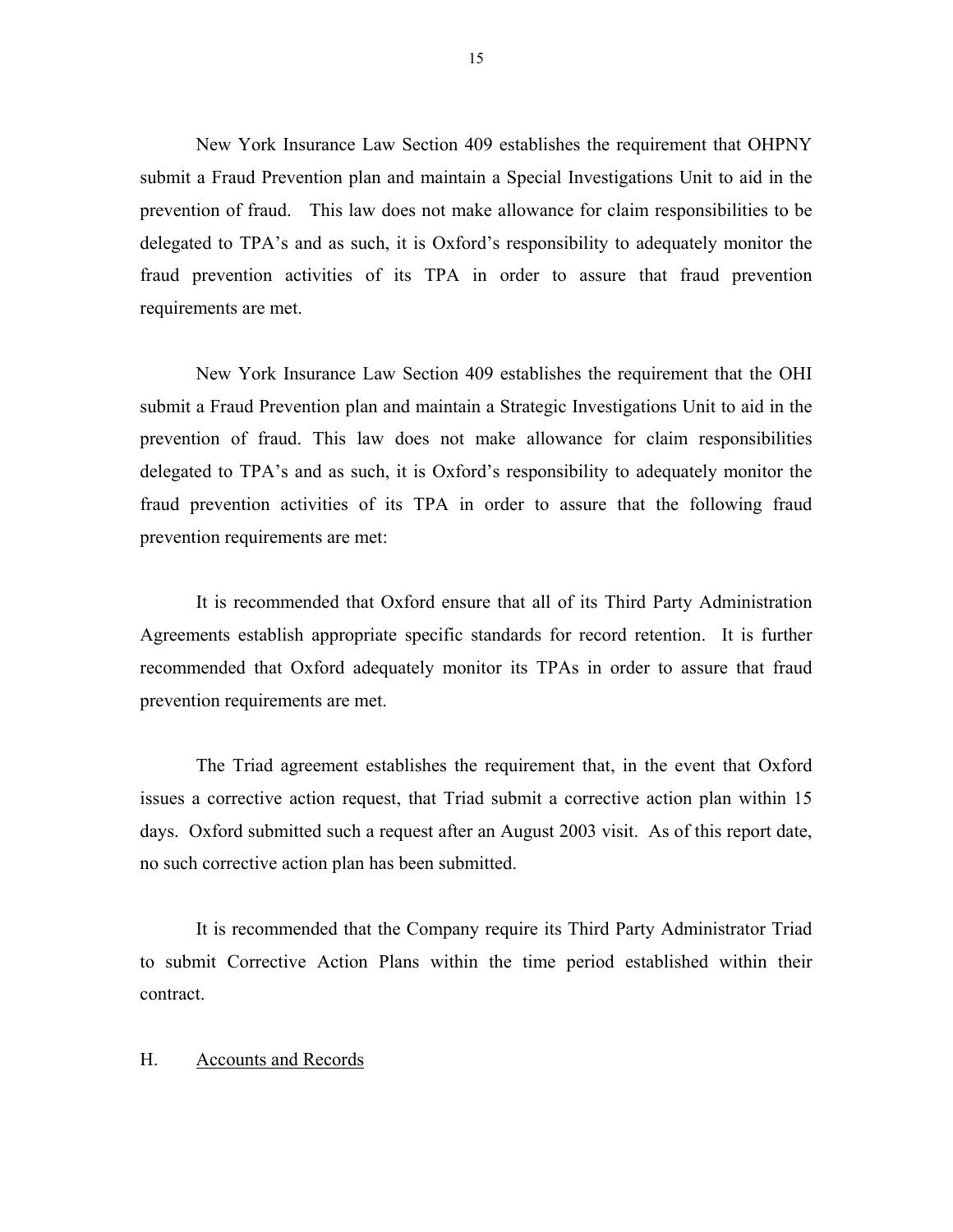New York Insurance Law Section 409 establishes the requirement that OHPNY submit a Fraud Prevention plan and maintain a Special Investigations Unit to aid in the prevention of fraud. This law does not make allowance for claim responsibilities to be delegated to TPA's and as such, it is Oxford's responsibility to adequately monitor the fraud prevention activities of its TPA in order to assure that fraud prevention requirements are met.

New York Insurance Law Section 409 establishes the requirement that the OHI submit a Fraud Prevention plan and maintain a Strategic Investigations Unit to aid in the prevention of fraud. This law does not make allowance for claim responsibilities delegated to TPA's and as such, it is Oxford's responsibility to adequately monitor the fraud prevention activities of its TPA in order to assure that the following fraud prevention requirements are met:

It is recommended that Oxford ensure that all of its Third Party Administration Agreements establish appropriate specific standards for record retention. It is further recommended that Oxford adequately monitor its TPAs in order to assure that fraud prevention requirements are met.

The Triad agreement establishes the requirement that, in the event that Oxford issues a corrective action request, that Triad submit a corrective action plan within 15 days. Oxford submitted such a request after an August 2003 visit. As of this report date, no such corrective action plan has been submitted.

It is recommended that the Company require its Third Party Administrator Triad to submit Corrective Action Plans within the time period established within their contract.

## H. Accounts and Records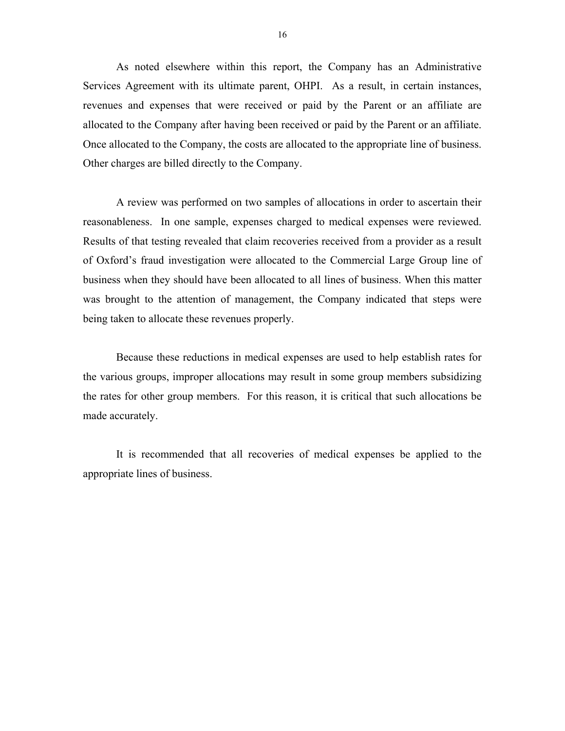As noted elsewhere within this report, the Company has an Administrative Services Agreement with its ultimate parent, OHPI. As a result, in certain instances, revenues and expenses that were received or paid by the Parent or an affiliate are allocated to the Company after having been received or paid by the Parent or an affiliate. Once allocated to the Company, the costs are allocated to the appropriate line of business. Other charges are billed directly to the Company.

A review was performed on two samples of allocations in order to ascertain their reasonableness. In one sample, expenses charged to medical expenses were reviewed. Results of that testing revealed that claim recoveries received from a provider as a result of Oxford's fraud investigation were allocated to the Commercial Large Group line of business when they should have been allocated to all lines of business. When this matter was brought to the attention of management, the Company indicated that steps were being taken to allocate these revenues properly.

Because these reductions in medical expenses are used to help establish rates for the various groups, improper allocations may result in some group members subsidizing the rates for other group members. For this reason, it is critical that such allocations be made accurately.

It is recommended that all recoveries of medical expenses be applied to the appropriate lines of business.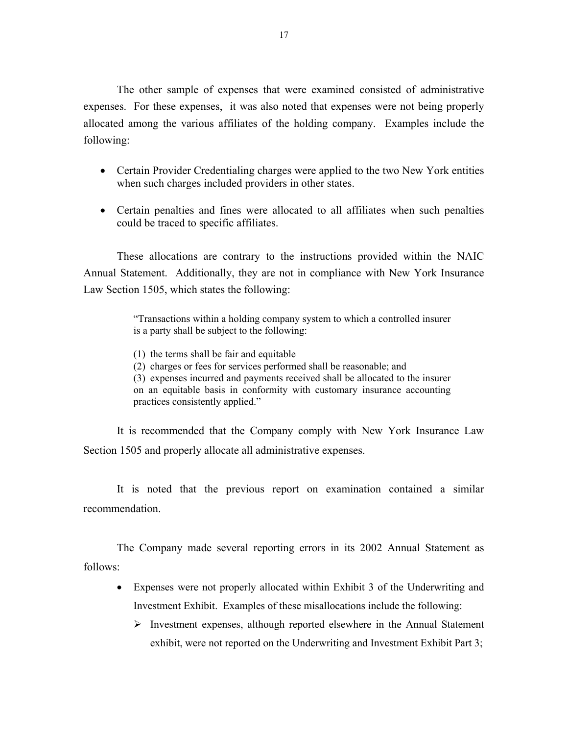The other sample of expenses that were examined consisted of administrative expenses. For these expenses, it was also noted that expenses were not being properly allocated among the various affiliates of the holding company. Examples include the following:

- Certain Provider Credentialing charges were applied to the two New York entities when such charges included providers in other states.
- Certain penalties and fines were allocated to all affiliates when such penalties could be traced to specific affiliates.

These allocations are contrary to the instructions provided within the NAIC Annual Statement. Additionally, they are not in compliance with New York Insurance Law Section 1505, which states the following:

> "Transactions within a holding company system to which a controlled insurer is a party shall be subject to the following:
>
> (1) the terms shall be fair and equitable
> (2) charges or fees for services performed shall be reasonable; and
> (3) expenses incurred and payments received shall be allocated to the insurer on an equitable basis in conformity with customary insurance accounting practices consistently applied."

It is recommended that the Company comply with New York Insurance Law Section 1505 and properly allocate all administrative expenses.

It is noted that the previous report on examination contained a similar recommendation.

The Company made several reporting errors in its 2002 Annual Statement as follows:

- Expenses were not properly allocated within Exhibit 3 of the Underwriting and Investment Exhibit. Examples of these misallocations include the following:
  - Investment expenses, although reported elsewhere in the Annual Statement exhibit, were not reported on the Underwriting and Investment Exhibit Part 3;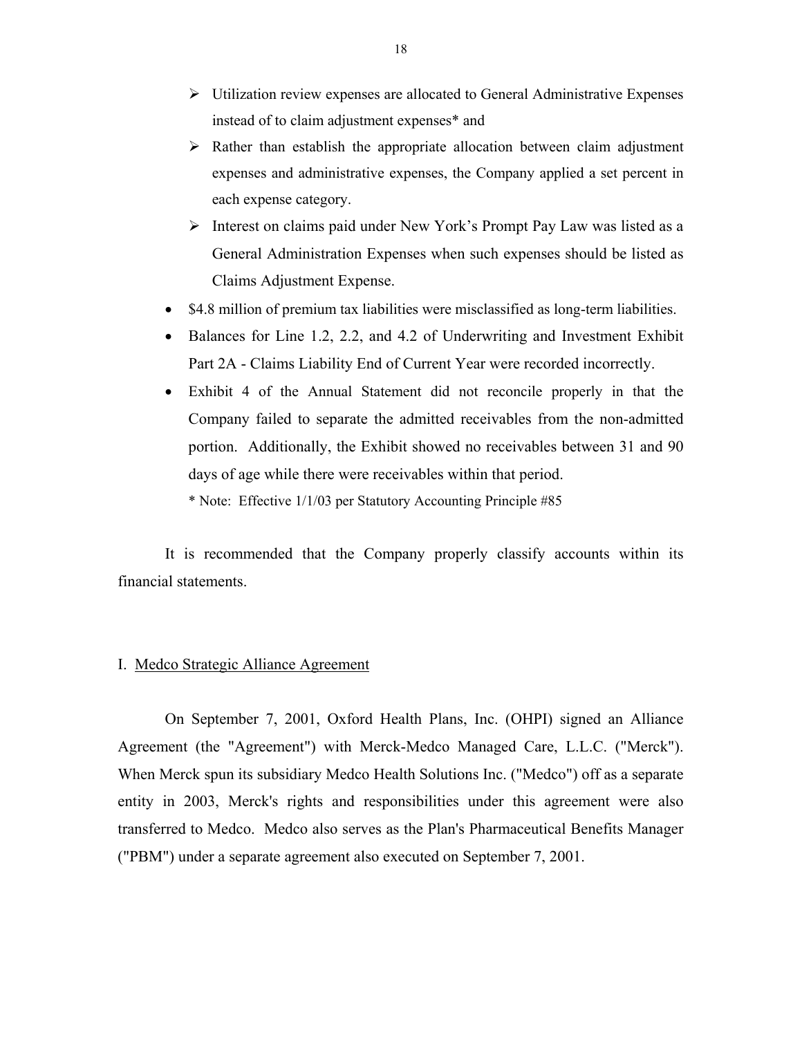- Utilization review expenses are allocated to General Administrative Expenses instead of to claim adjustment expenses* and
  - Rather than establish the appropriate allocation between claim adjustment expenses and administrative expenses, the Company applied a set percent in each expense category.
  - Interest on claims paid under New York's Prompt Pay Law was listed as a General Administration Expenses when such expenses should be listed as Claims Adjustment Expense.
- $4.8 million of premium tax liabilities were misclassified as long-term liabilities.
- Balances for Line 1.2, 2.2, and 4.2 of Underwriting and Investment Exhibit Part 2A - Claims Liability End of Current Year were recorded incorrectly.
- Exhibit 4 of the Annual Statement did not reconcile properly in that the Company failed to separate the admitted receivables from the non-admitted portion. Additionally, the Exhibit showed no receivables between 31 and 90 days of age while there were receivables within that period.

  * Note: Effective 1/1/03 per Statutory Accounting Principle #85

It is recommended that the Company properly classify accounts within its financial statements.

## I. Medco Strategic Alliance Agreement

On September 7, 2001, Oxford Health Plans, Inc. (OHPI) signed an Alliance Agreement (the "Agreement") with Merck-Medco Managed Care, L.L.C. ("Merck"). When Merck spun its subsidiary Medco Health Solutions Inc. ("Medco") off as a separate entity in 2003, Merck's rights and responsibilities under this agreement were also transferred to Medco. Medco also serves as the Plan's Pharmaceutical Benefits Manager ("PBM") under a separate agreement also executed on September 7, 2001.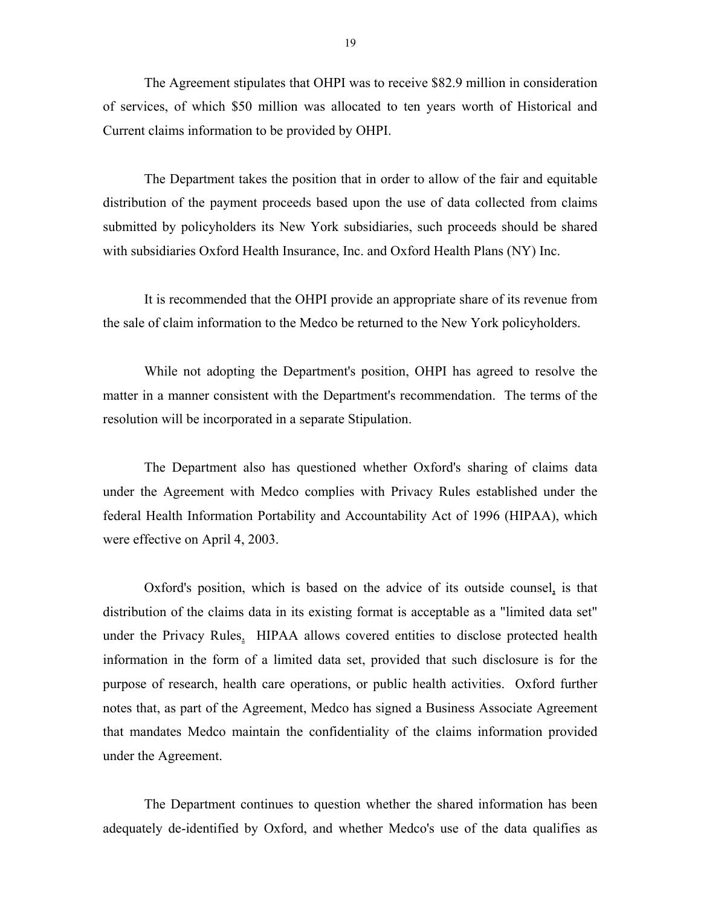The Agreement stipulates that OHPI was to receive $82.9 million in consideration of services, of which $50 million was allocated to ten years worth of Historical and Current claims information to be provided by OHPI.

The Department takes the position that in order to allow of the fair and equitable distribution of the payment proceeds based upon the use of data collected from claims submitted by policyholders its New York subsidiaries, such proceeds should be shared with subsidiaries Oxford Health Insurance, Inc. and Oxford Health Plans (NY) Inc.

It is recommended that the OHPI provide an appropriate share of its revenue from the sale of claim information to the Medco be returned to the New York policyholders.

While not adopting the Department's position, OHPI has agreed to resolve the matter in a manner consistent with the Department's recommendation. The terms of the resolution will be incorporated in a separate Stipulation.

The Department also has questioned whether Oxford's sharing of claims data under the Agreement with Medco complies with Privacy Rules established under the federal Health Information Portability and Accountability Act of 1996 (HIPAA), which were effective on April 4, 2003.

Oxford's position, which is based on the advice of its outside counsel, is that distribution of the claims data in its existing format is acceptable as a "limited data set" under the Privacy Rules. HIPAA allows covered entities to disclose protected health information in the form of a limited data set, provided that such disclosure is for the purpose of research, health care operations, or public health activities. Oxford further notes that, as part of the Agreement, Medco has signed a Business Associate Agreement that mandates Medco maintain the confidentiality of the claims information provided under the Agreement.

The Department continues to question whether the shared information has been adequately de-identified by Oxford, and whether Medco's use of the data qualifies as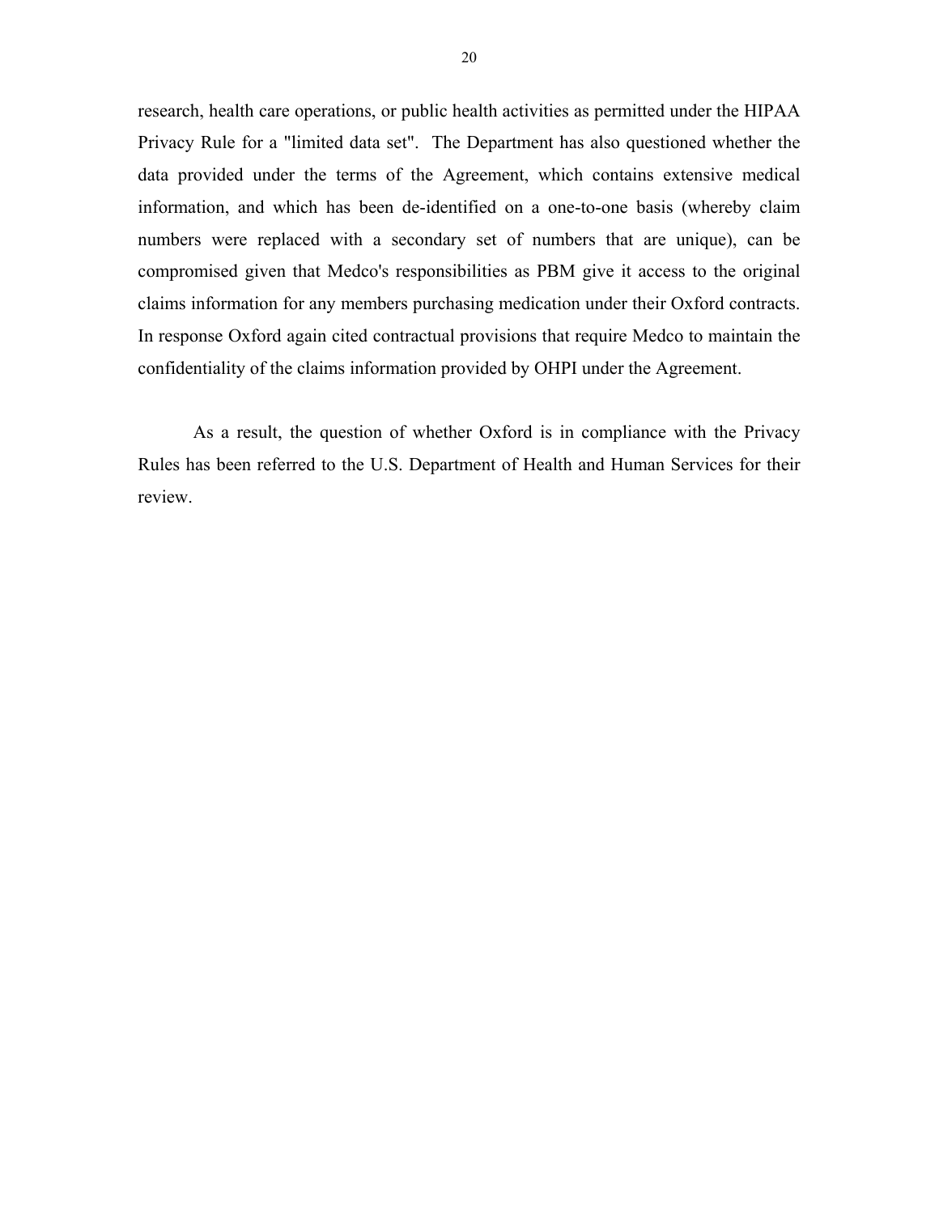research, health care operations, or public health activities as permitted under the HIPAA Privacy Rule for a "limited data set". The Department has also questioned whether the data provided under the terms of the Agreement, which contains extensive medical information, and which has been de-identified on a one-to-one basis (whereby claim numbers were replaced with a secondary set of numbers that are unique), can be compromised given that Medco's responsibilities as PBM give it access to the original claims information for any members purchasing medication under their Oxford contracts. In response Oxford again cited contractual provisions that require Medco to maintain the confidentiality of the claims information provided by OHPI under the Agreement.

As a result, the question of whether Oxford is in compliance with the Privacy Rules has been referred to the U.S. Department of Health and Human Services for their review.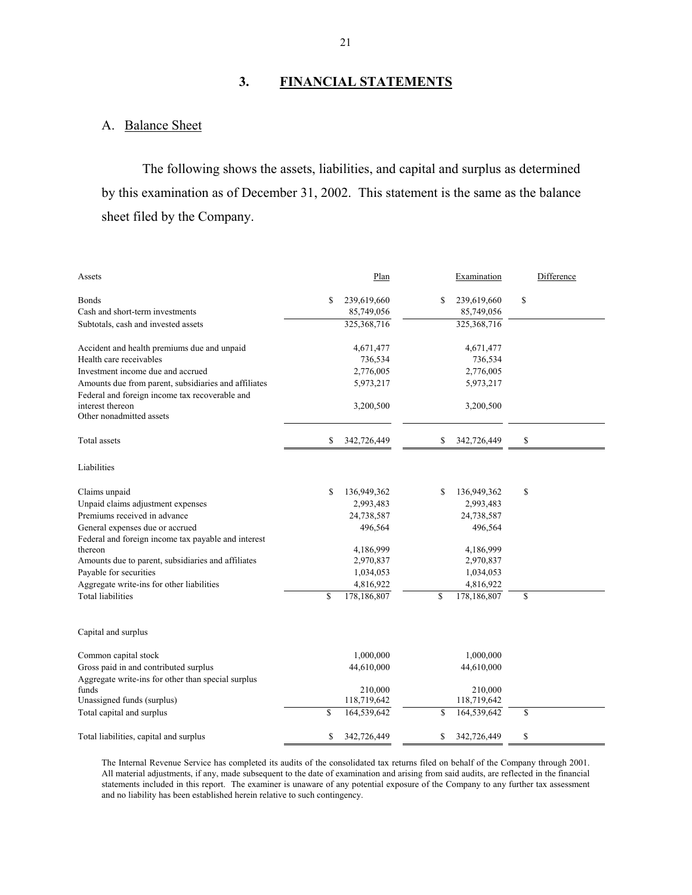## 3. FINANCIAL STATEMENTS

### A. Balance Sheet

The following shows the assets, liabilities, and capital and surplus as determined by this examination as of December 31, 2002. This statement is the same as the balance sheet filed by the Company.

| Assets | Plan | Examination | Difference |
|---|---|---|---|
| Bonds | $ 239,619,660 | $ 239,619,660 | $ |
| Cash and short-term investments | 85,749,056 | 85,749,056 | |
| Subtotals, cash and invested assets | 325,368,716 | 325,368,716 | |
| | | | |
| Accident and health premiums due and unpaid | 4,671,477 | 4,671,477 | |
| Health care receivables | 736,534 | 736,534 | |
| Investment income due and accrued | 2,776,005 | 2,776,005 | |
| Amounts due from parent, subsidiaries and affiliates | 5,973,217 | 5,973,217 | |
| Federal and foreign income tax recoverable and interest thereon | 3,200,500 | 3,200,500 | |
| Other nonadmitted assets | | | |
| | | | |
| Total assets | $ 342,726,449 | $ 342,726,449 | $ |
| | | | |
| **Liabilities** | | | |
| | | | |
| Claims unpaid | $ 136,949,362 | $ 136,949,362 | $ |
| Unpaid claims adjustment expenses | 2,993,483 | 2,993,483 | |
| Premiums received in advance | 24,738,587 | 24,738,587 | |
| General expenses due or accrued | 496,564 | 496,564 | |
| Federal and foreign income tax payable and interest thereon | 4,186,999 | 4,186,999 | |
| Amounts due to parent, subsidiaries and affiliates | 2,970,837 | 2,970,837 | |
| Payable for securities | 1,034,053 | 1,034,053 | |
| Aggregate write-ins for other liabilities | 4,816,922 | 4,816,922 | |
| Total liabilities | $ 178,186,807 | $ 178,186,807 | $ |
| | | | |
| **Capital and surplus** | | | |
| | | | |
| Common capital stock | 1,000,000 | 1,000,000 | |
| Gross paid in and contributed surplus | 44,610,000 | 44,610,000 | |
| Aggregate write-ins for other than special surplus funds | 210,000 | 210,000 | |
| Unassigned funds (surplus) | 118,719,642 | 118,719,642 | |
| Total capital and surplus | $ 164,539,642 | $ 164,539,642 | $ |
| | | | |
| Total liabilities, capital and surplus | $ 342,726,449 | $ 342,726,449 | $ |

The Internal Revenue Service has completed its audits of the consolidated tax returns filed on behalf of the Company through 2001. All material adjustments, if any, made subsequent to the date of examination and arising from said audits, are reflected in the financial statements included in this report. The examiner is unaware of any potential exposure of the Company to any further tax assessment and no liability has been established herein relative to such contingency.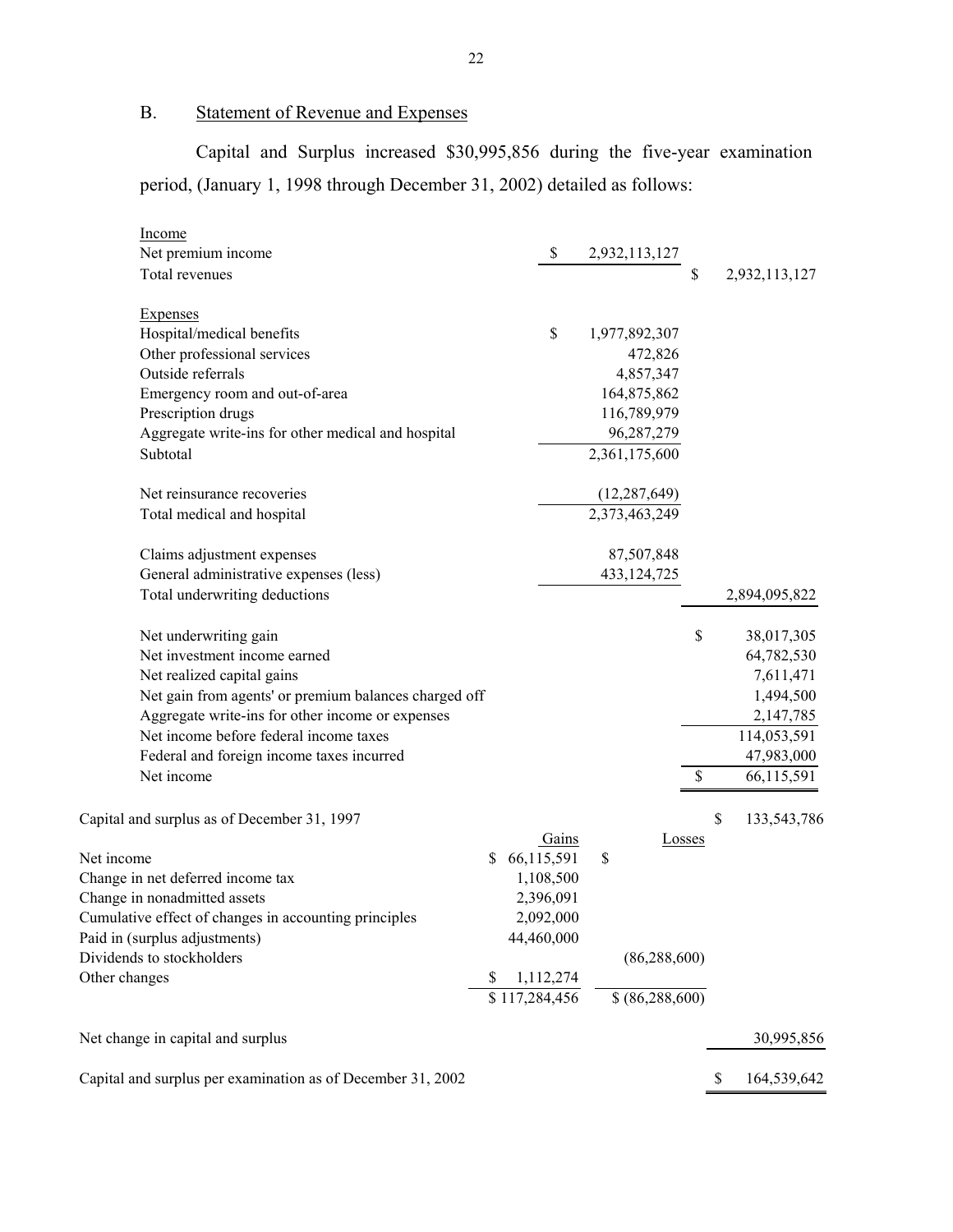## B. Statement of Revenue and Expenses

Capital and Surplus increased $30,995,856 during the five-year examination period, (January 1, 1998 through December 31, 2002) detailed as follows:

| | | |
|---|---|---|
| Income | | |
| Net premium income | $ 2,932,113,127 | |
| Total revenues | | $ 2,932,113,127 |
| | | |
| Expenses | | |
| Hospital/medical benefits | $ 1,977,892,307 | |
| Other professional services | 472,826 | |
| Outside referrals | 4,857,347 | |
| Emergency room and out-of-area | 164,875,862 | |
| Prescription drugs | 116,789,979 | |
| Aggregate write-ins for other medical and hospital | 96,287,279 | |
| Subtotal | 2,361,175,600 | |
| | | |
| Net reinsurance recoveries | (12,287,649) | |
| Total medical and hospital | 2,373,463,249 | |
| | | |
| Claims adjustment expenses | 87,507,848 | |
| General administrative expenses (less) | 433,124,725 | |
| Total underwriting deductions | | 2,894,095,822 |
| | | |
| Net underwriting gain | | $ 38,017,305 |
| Net investment income earned | | 64,782,530 |
| Net realized capital gains | | 7,611,471 |
| Net gain from agents' or premium balances charged off | | 1,494,500 |
| Aggregate write-ins for other income or expenses | | 2,147,785 |
| Net income before federal income taxes | | 114,053,591 |
| Federal and foreign income taxes incurred | | 47,983,000 |
| Net income | | $ 66,115,591 |

| | Gains | Losses | |
|---|---|---|---|
| Capital and surplus as of December 31, 1997 | | | $ 133,543,786 |
| Net income | $ 66,115,591 | $ | |
| Change in net deferred income tax | 1,108,500 | | |
| Change in nonadmitted assets | 2,396,091 | | |
| Cumulative effect of changes in accounting principles | 2,092,000 | | |
| Paid in (surplus adjustments) | 44,460,000 | | |
| Dividends to stockholders | | (86,288,600) | |
| Other changes | $ 1,112,274 | | |
| | $ 117,284,456 | $ (86,288,600) | |
| | | | |
| Net change in capital and surplus | | | 30,995,856 |
| | | | |
| Capital and surplus per examination as of December 31, 2002 | | | $ 164,539,642 |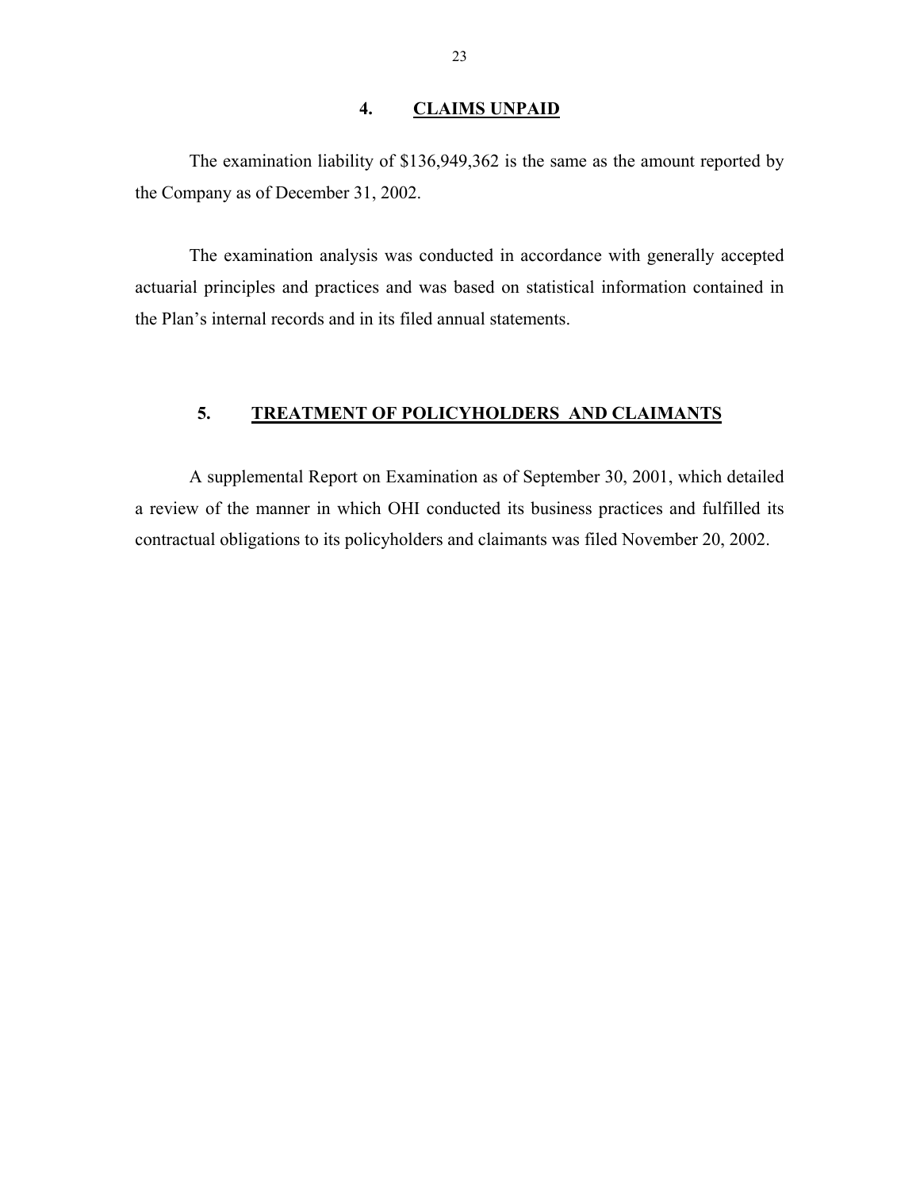## 4. CLAIMS UNPAID

The examination liability of $136,949,362 is the same as the amount reported by the Company as of December 31, 2002.

The examination analysis was conducted in accordance with generally accepted actuarial principles and practices and was based on statistical information contained in the Plan's internal records and in its filed annual statements.

## 5. TREATMENT OF POLICYHOLDERS AND CLAIMANTS

A supplemental Report on Examination as of September 30, 2001, which detailed a review of the manner in which OHI conducted its business practices and fulfilled its contractual obligations to its policyholders and claimants was filed November 20, 2002.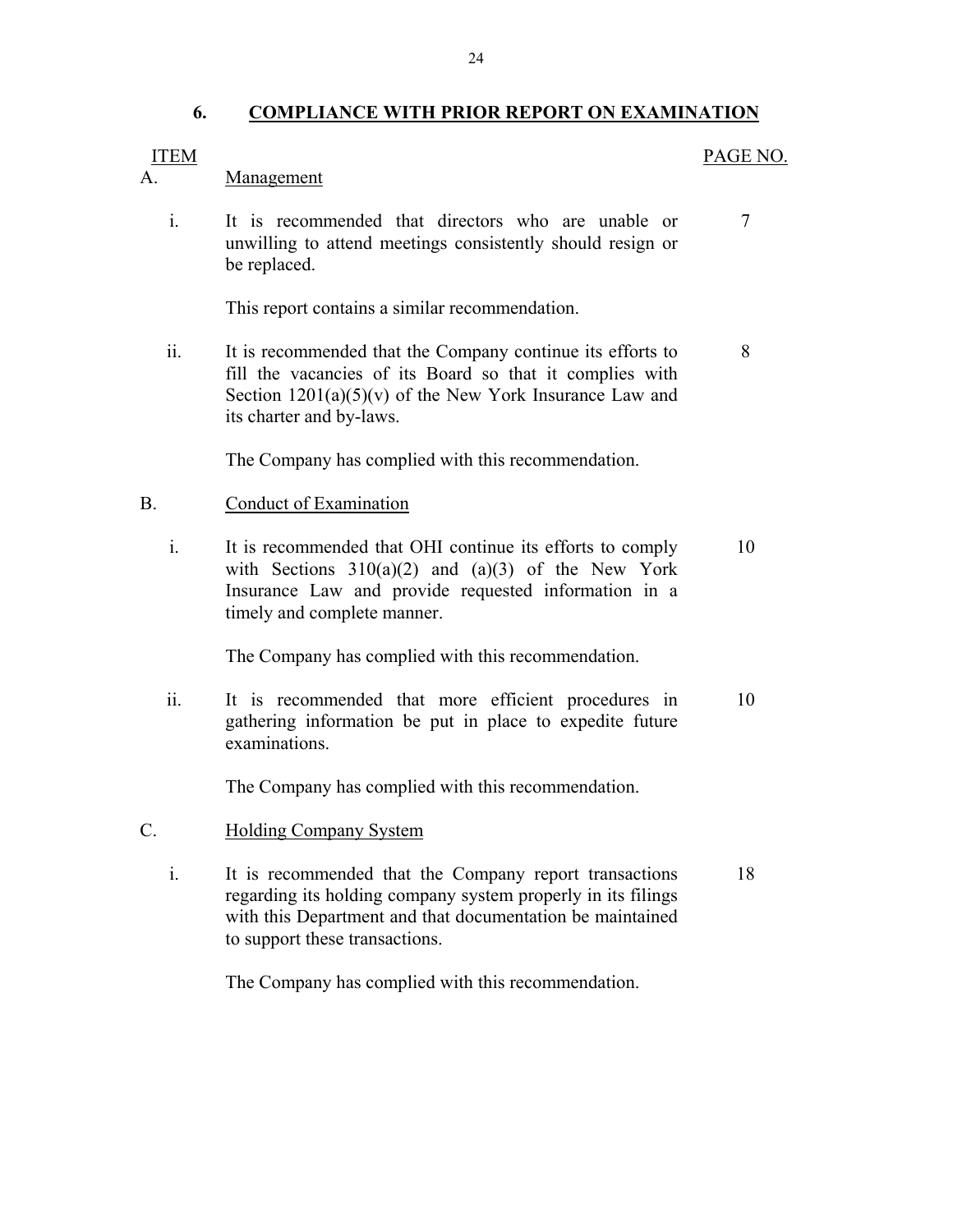## 6. COMPLIANCE WITH PRIOR REPORT ON EXAMINATION

| ITEM | | PAGE NO. |
|---|---|---|
| A. | Management | |
| i. | It is recommended that directors who are unable or unwilling to attend meetings consistently should resign or be replaced.<br><br>This report contains a similar recommendation. | 7 |
| ii. | It is recommended that the Company continue its efforts to fill the vacancies of its Board so that it complies with Section 1201(a)(5)(v) of the New York Insurance Law and its charter and by-laws.<br><br>The Company has complied with this recommendation. | 8 |
| B. | Conduct of Examination | |
| i. | It is recommended that OHI continue its efforts to comply with Sections 310(a)(2) and (a)(3) of the New York Insurance Law and provide requested information in a timely and complete manner.<br><br>The Company has complied with this recommendation. | 10 |
| ii. | It is recommended that more efficient procedures in gathering information be put in place to expedite future examinations.<br><br>The Company has complied with this recommendation. | 10 |
| C. | Holding Company System | |
| i. | It is recommended that the Company report transactions regarding its holding company system properly in its filings with this Department and that documentation be maintained to support these transactions.<br><br>The Company has complied with this recommendation. | 18 |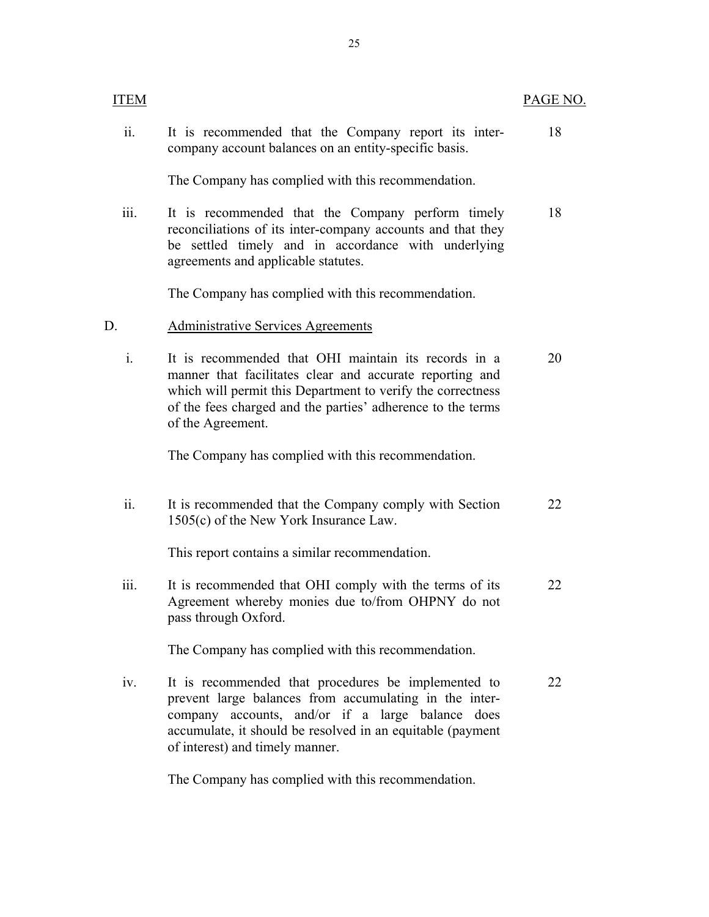| ITEM | | PAGE NO. |
|---|---|---|
| ii. | It is recommended that the Company report its inter-company account balances on an entity-specific basis. | 18 |
| | The Company has complied with this recommendation. | |
| iii. | It is recommended that the Company perform timely reconciliations of its inter-company accounts and that they be settled timely and in accordance with underlying agreements and applicable statutes. | 18 |
| | The Company has complied with this recommendation. | |
| D. | Administrative Services Agreements | |
| i. | It is recommended that OHI maintain its records in a manner that facilitates clear and accurate reporting and which will permit this Department to verify the correctness of the fees charged and the parties' adherence to the terms of the Agreement. | 20 |
| | The Company has complied with this recommendation. | |
| ii. | It is recommended that the Company comply with Section 1505(c) of the New York Insurance Law. | 22 |
| | This report contains a similar recommendation. | |
| iii. | It is recommended that OHI comply with the terms of its Agreement whereby monies due to/from OHPNY do not pass through Oxford. | 22 |
| | The Company has complied with this recommendation. | |
| iv. | It is recommended that procedures be implemented to prevent large balances from accumulating in the inter-company accounts, and/or if a large balance does accumulate, it should be resolved in an equitable (payment of interest) and timely manner. | 22 |
| | The Company has complied with this recommendation. | |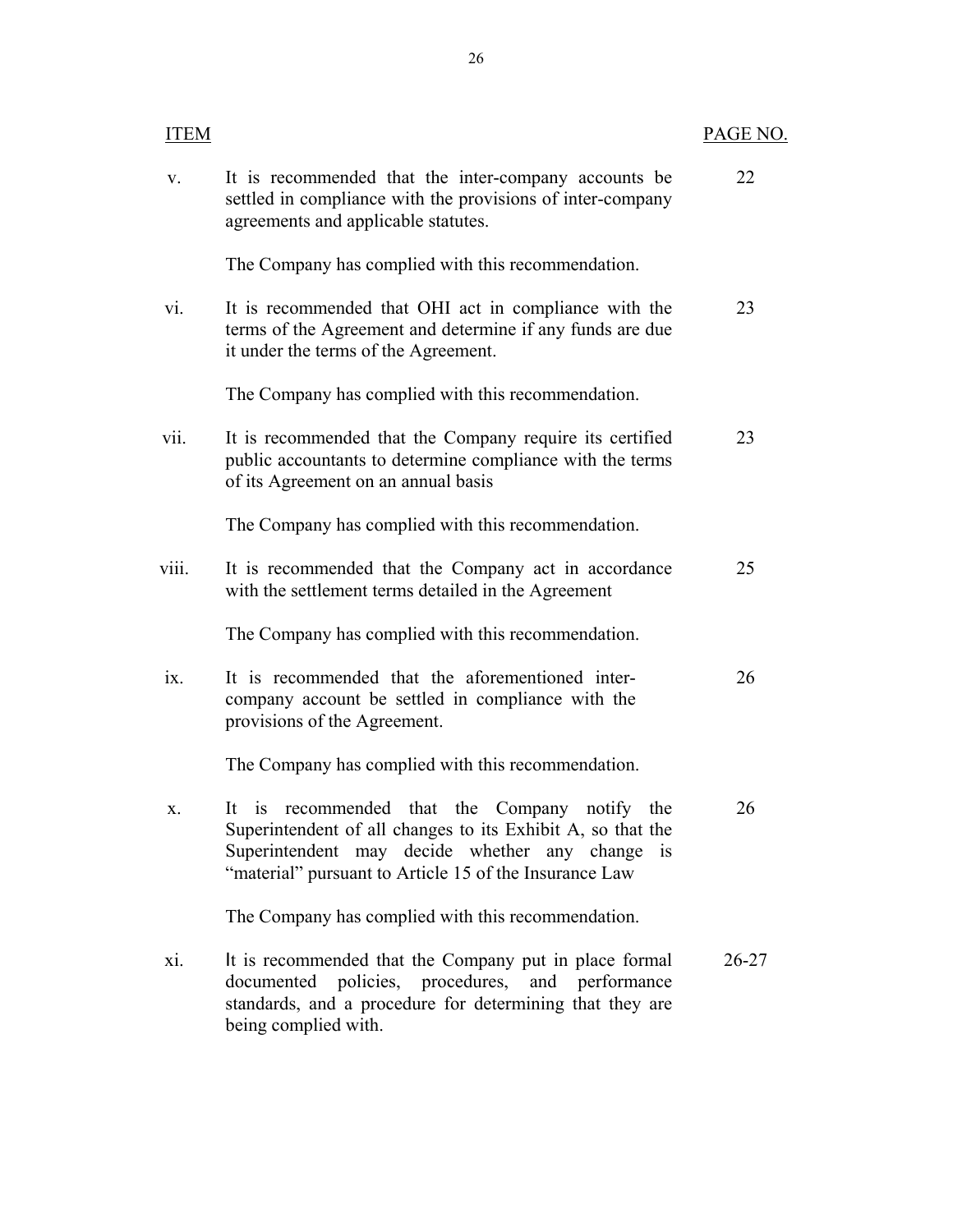| ITEM | | PAGE NO. |
|---|---|---|
| v. | It is recommended that the inter-company accounts be settled in compliance with the provisions of inter-company agreements and applicable statutes.<br><br>The Company has complied with this recommendation. | 22 |
| vi. | It is recommended that OHI act in compliance with the terms of the Agreement and determine if any funds are due it under the terms of the Agreement.<br><br>The Company has complied with this recommendation. | 23 |
| vii. | It is recommended that the Company require its certified public accountants to determine compliance with the terms of its Agreement on an annual basis<br><br>The Company has complied with this recommendation. | 23 |
| viii. | It is recommended that the Company act in accordance with the settlement terms detailed in the Agreement<br><br>The Company has complied with this recommendation. | 25 |
| ix. | It is recommended that the aforementioned inter-company account be settled in compliance with the provisions of the Agreement.<br><br>The Company has complied with this recommendation. | 26 |
| x. | It is recommended that the Company notify the Superintendent of all changes to its Exhibit A, so that the Superintendent may decide whether any change is "material" pursuant to Article 15 of the Insurance Law<br><br>The Company has complied with this recommendation. | 26 |
| xi. | It is recommended that the Company put in place formal documented policies, procedures, and performance standards, and a procedure for determining that they are being complied with. | 26-27 |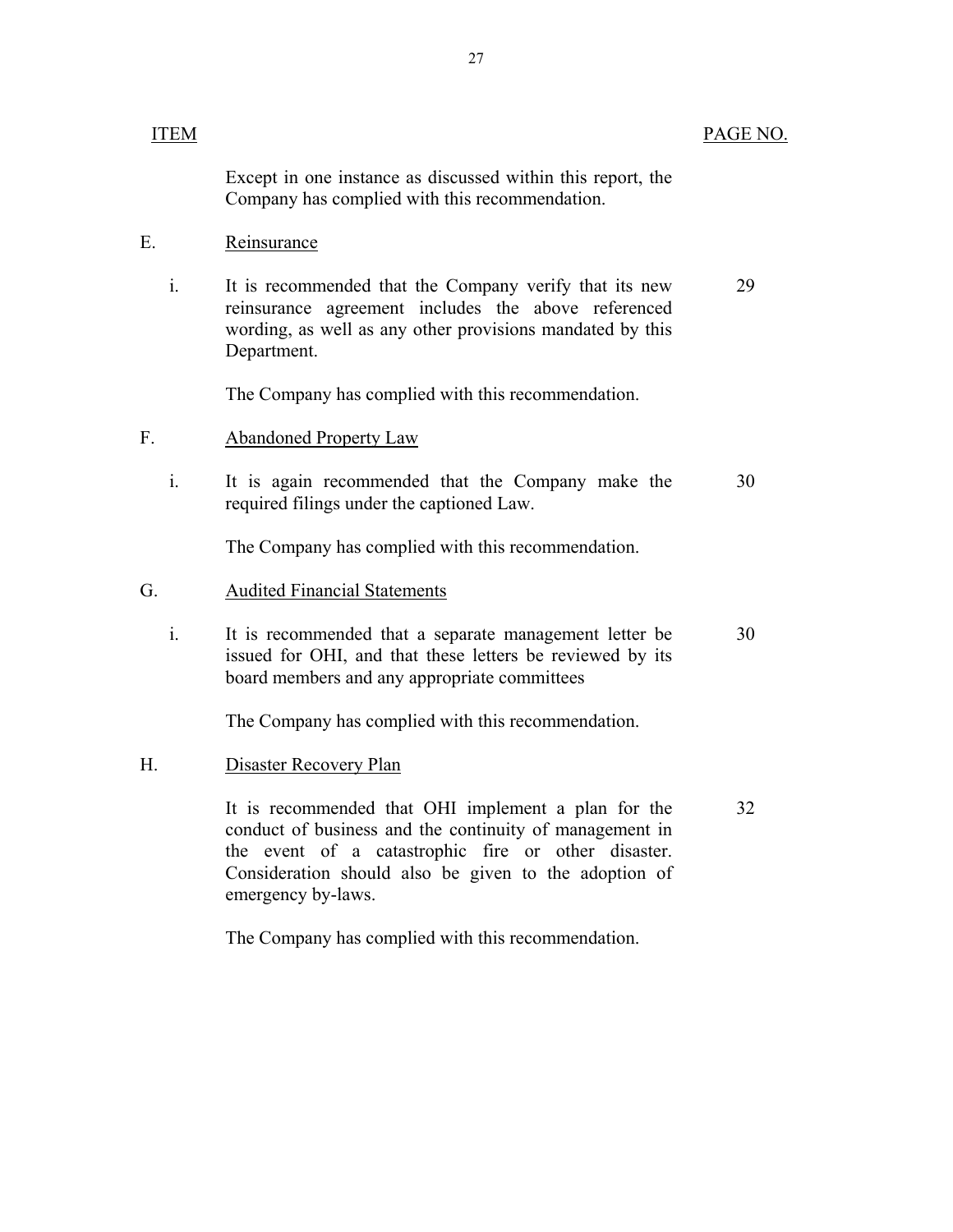| ITEM | | PAGE NO. |
|---|---|---|
| | Except in one instance as discussed within this report, the Company has complied with this recommendation. | |
| E. | Reinsurance | |
| i. | It is recommended that the Company verify that its new reinsurance agreement includes the above referenced wording, as well as any other provisions mandated by this Department. | 29 |
| | The Company has complied with this recommendation. | |
| F. | Abandoned Property Law | |
| i. | It is again recommended that the Company make the required filings under the captioned Law. | 30 |
| | The Company has complied with this recommendation. | |
| G. | Audited Financial Statements | |
| i. | It is recommended that a separate management letter be issued for OHI, and that these letters be reviewed by its board members and any appropriate committees | 30 |
| | The Company has complied with this recommendation. | |
| H. | Disaster Recovery Plan | |
| | It is recommended that OHI implement a plan for the conduct of business and the continuity of management in the event of a catastrophic fire or other disaster. Consideration should also be given to the adoption of emergency by-laws. | 32 |
| | The Company has complied with this recommendation. | |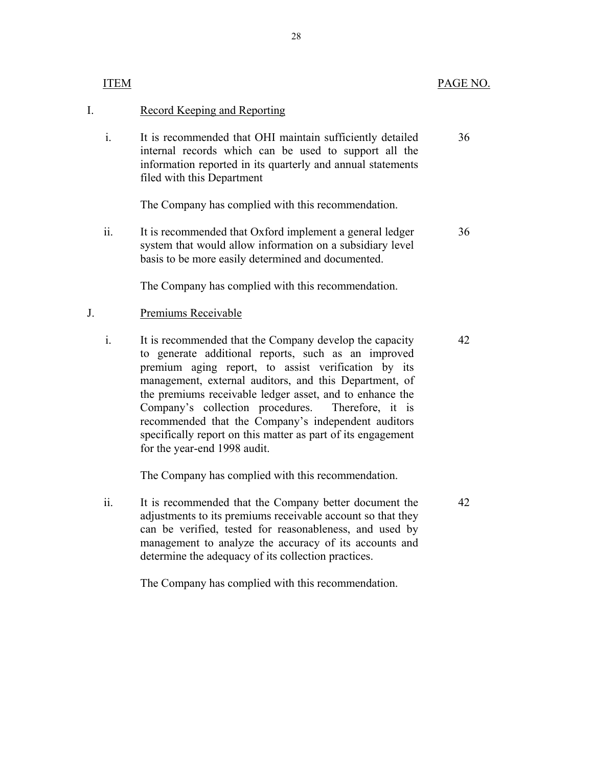| ITEM | | | PAGE NO. |
|---|---|---|---|
| I. | | Record Keeping and Reporting | |
| | i. | It is recommended that OHI maintain sufficiently detailed internal records which can be used to support all the information reported in its quarterly and annual statements filed with this Department<br><br>The Company has complied with this recommendation. | 36 |
| | ii. | It is recommended that Oxford implement a general ledger system that would allow information on a subsidiary level basis to be more easily determined and documented.<br><br>The Company has complied with this recommendation. | 36 |
| J. | | Premiums Receivable | |
| | i. | It is recommended that the Company develop the capacity to generate additional reports, such as an improved premium aging report, to assist verification by its management, external auditors, and this Department, of the premiums receivable ledger asset, and to enhance the Company's collection procedures. Therefore, it is recommended that the Company's independent auditors specifically report on this matter as part of its engagement for the year-end 1998 audit.<br><br>The Company has complied with this recommendation. | 42 |
| | ii. | It is recommended that the Company better document the adjustments to its premiums receivable account so that they can be verified, tested for reasonableness, and used by management to analyze the accuracy of its accounts and determine the adequacy of its collection practices.<br><br>The Company has complied with this recommendation. | 42 |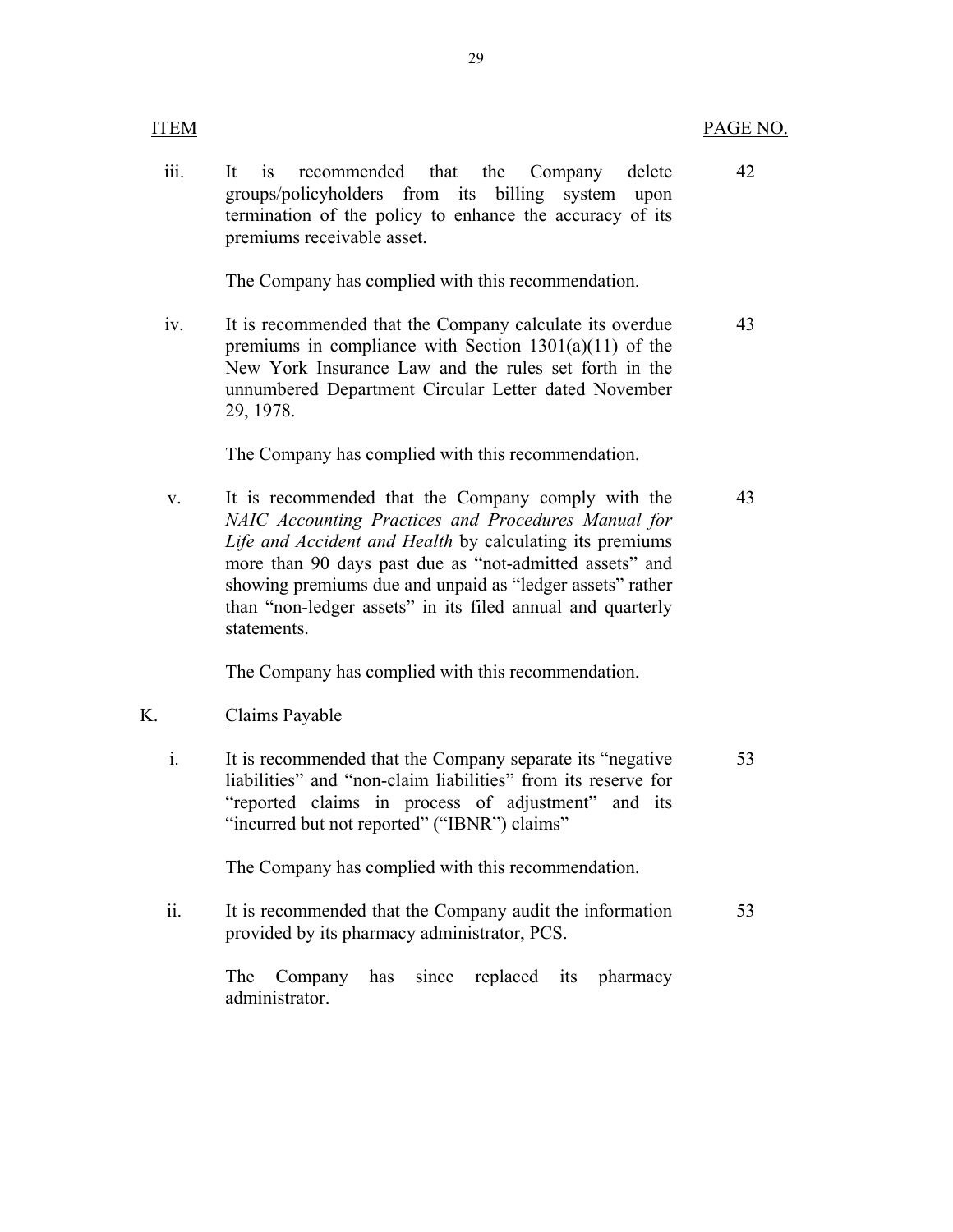| ITEM | | PAGE NO. |
|---|---|---|
| iii. | It is recommended that the Company delete groups/policyholders from its billing system upon termination of the policy to enhance the accuracy of its premiums receivable asset. | 42 |
| | The Company has complied with this recommendation. | |
| iv. | It is recommended that the Company calculate its overdue premiums in compliance with Section 1301(a)(11) of the New York Insurance Law and the rules set forth in the unnumbered Department Circular Letter dated November 29, 1978. | 43 |
| | The Company has complied with this recommendation. | |
| v. | It is recommended that the Company comply with the *NAIC Accounting Practices and Procedures Manual for Life and Accident and Health* by calculating its premiums more than 90 days past due as "not-admitted assets" and showing premiums due and unpaid as "ledger assets" rather than "non-ledger assets" in its filed annual and quarterly statements. | 43 |
| | The Company has complied with this recommendation. | |
| K. | Claims Payable | |
| i. | It is recommended that the Company separate its "negative liabilities" and "non-claim liabilities" from its reserve for "reported claims in process of adjustment" and its "incurred but not reported" ("IBNR") claims" | 53 |
| | The Company has complied with this recommendation. | |
| ii. | It is recommended that the Company audit the information provided by its pharmacy administrator, PCS. | 53 |
| | The Company has since replaced its pharmacy administrator. | |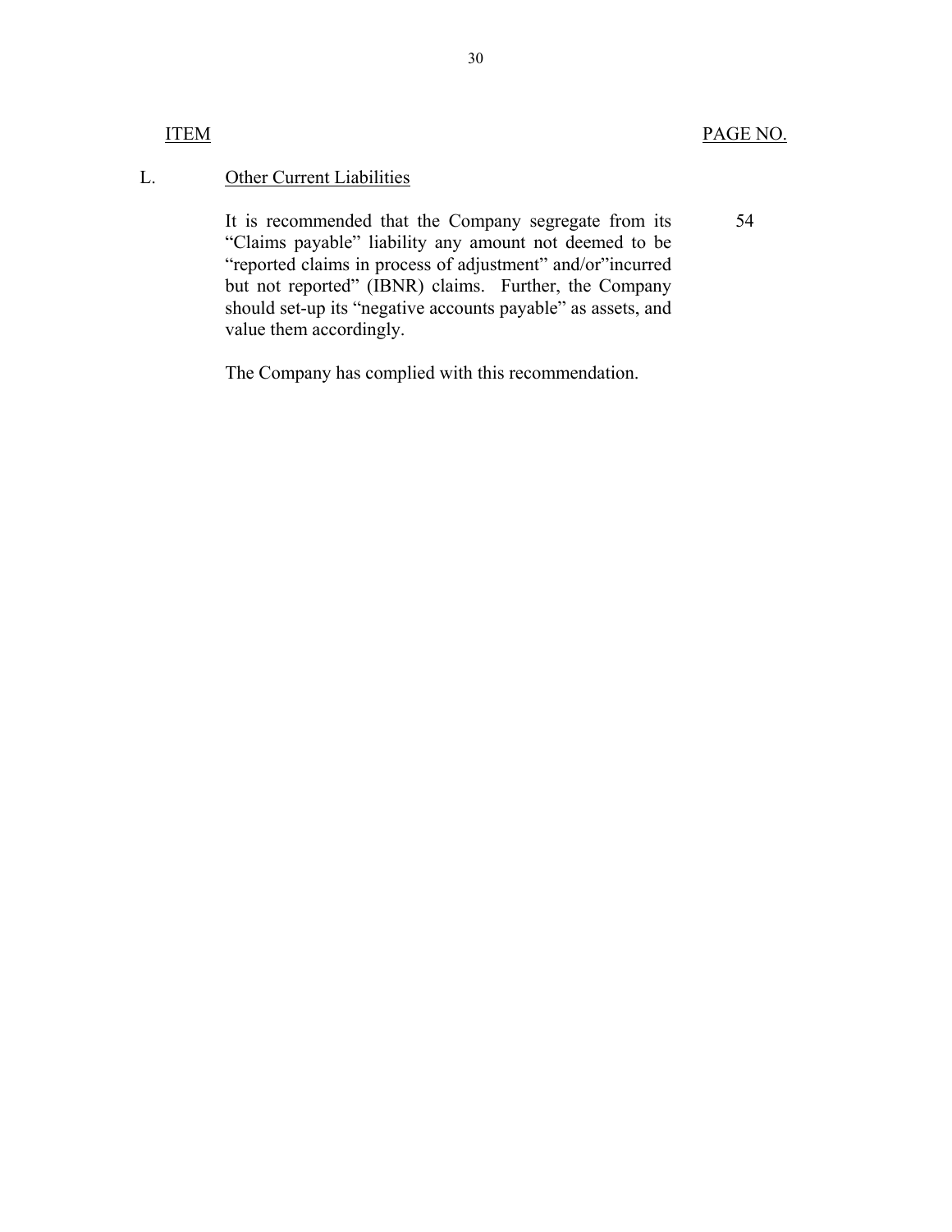| ITEM | | PAGE NO. |
|---|---|---|
| L. | Other Current Liabilities | |
| | It is recommended that the Company segregate from its "Claims payable" liability any amount not deemed to be "reported claims in process of adjustment" and/or"incurred but not reported" (IBNR) claims. Further, the Company should set-up its "negative accounts payable" as assets, and value them accordingly. | 54 |
| | The Company has complied with this recommendation. | |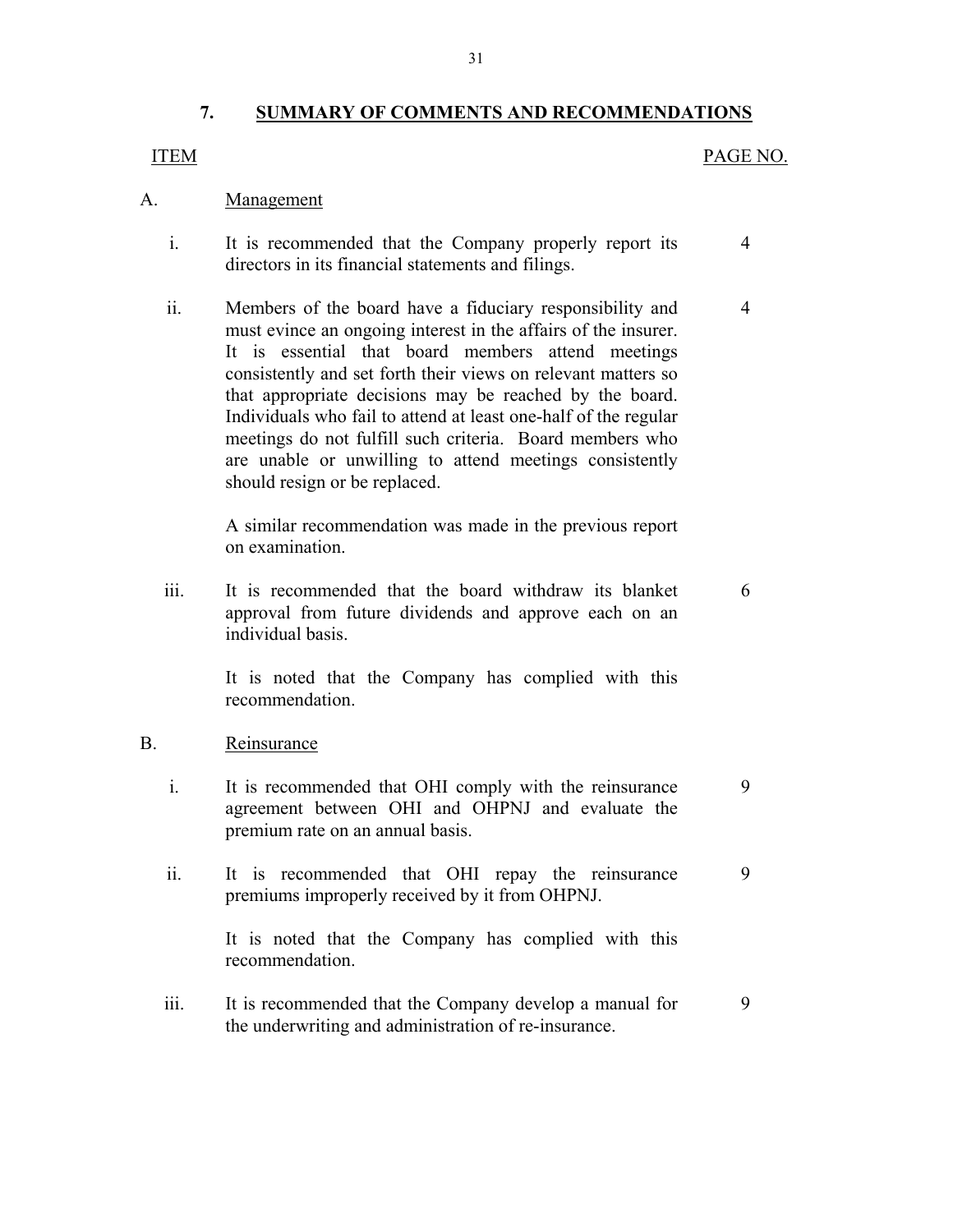## 7. SUMMARY OF COMMENTS AND RECOMMENDATIONS

| ITEM | | PAGE NO. |
|---|---|---|
| A. | **Management** | |
| i. | It is recommended that the Company properly report its directors in its financial statements and filings. | 4 |
| ii. | Members of the board have a fiduciary responsibility and must evince an ongoing interest in the affairs of the insurer. It is essential that board members attend meetings consistently and set forth their views on relevant matters so that appropriate decisions may be reached by the board. Individuals who fail to attend at least one-half of the regular meetings do not fulfill such criteria. Board members who are unable or unwilling to attend meetings consistently should resign or be replaced.<br><br>A similar recommendation was made in the previous report on examination. | 4 |
| iii. | It is recommended that the board withdraw its blanket approval from future dividends and approve each on an individual basis.<br><br>It is noted that the Company has complied with this recommendation. | 6 |
| B. | **Reinsurance** | |
| i. | It is recommended that OHI comply with the reinsurance agreement between OHI and OHPNJ and evaluate the premium rate on an annual basis. | 9 |
| ii. | It is recommended that OHI repay the reinsurance premiums improperly received by it from OHPNJ.<br><br>It is noted that the Company has complied with this recommendation. | 9 |
| iii. | It is recommended that the Company develop a manual for the underwriting and administration of re-insurance. | 9 |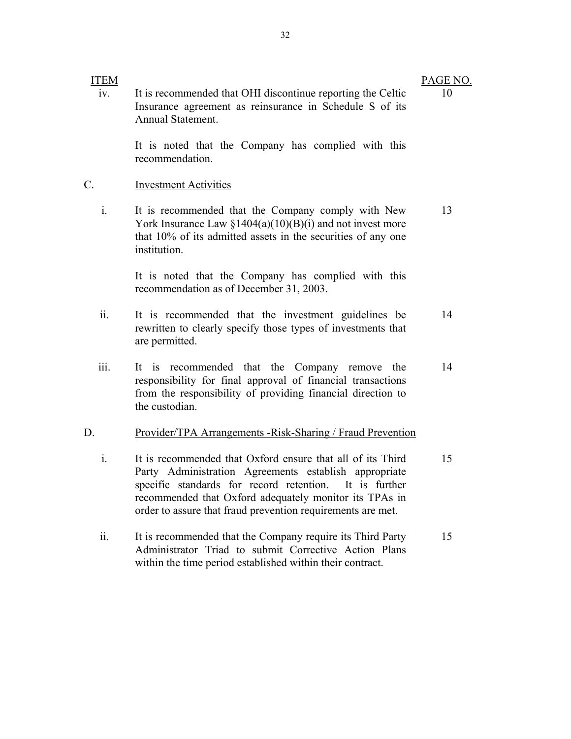| ITEM | | PAGE NO. |
|---|---|---|
| iv. | It is recommended that OHI discontinue reporting the Celtic Insurance agreement as reinsurance in Schedule S of its Annual Statement. | 10 |
| | It is noted that the Company has complied with this recommendation. | |
| C. | Investment Activities | |
| i. | It is recommended that the Company comply with New York Insurance Law §1404(a)(10)(B)(i) and not invest more that 10% of its admitted assets in the securities of any one institution. | 13 |
| | It is noted that the Company has complied with this recommendation as of December 31, 2003. | |
| ii. | It is recommended that the investment guidelines be rewritten to clearly specify those types of investments that are permitted. | 14 |
| iii. | It is recommended that the Company remove the responsibility for final approval of financial transactions from the responsibility of providing financial direction to the custodian. | 14 |
| D. | Provider/TPA Arrangements -Risk-Sharing / Fraud Prevention | |
| i. | It is recommended that Oxford ensure that all of its Third Party Administration Agreements establish appropriate specific standards for record retention. It is further recommended that Oxford adequately monitor its TPAs in order to assure that fraud prevention requirements are met. | 15 |
| ii. | It is recommended that the Company require its Third Party Administrator Triad to submit Corrective Action Plans within the time period established within their contract. | 15 |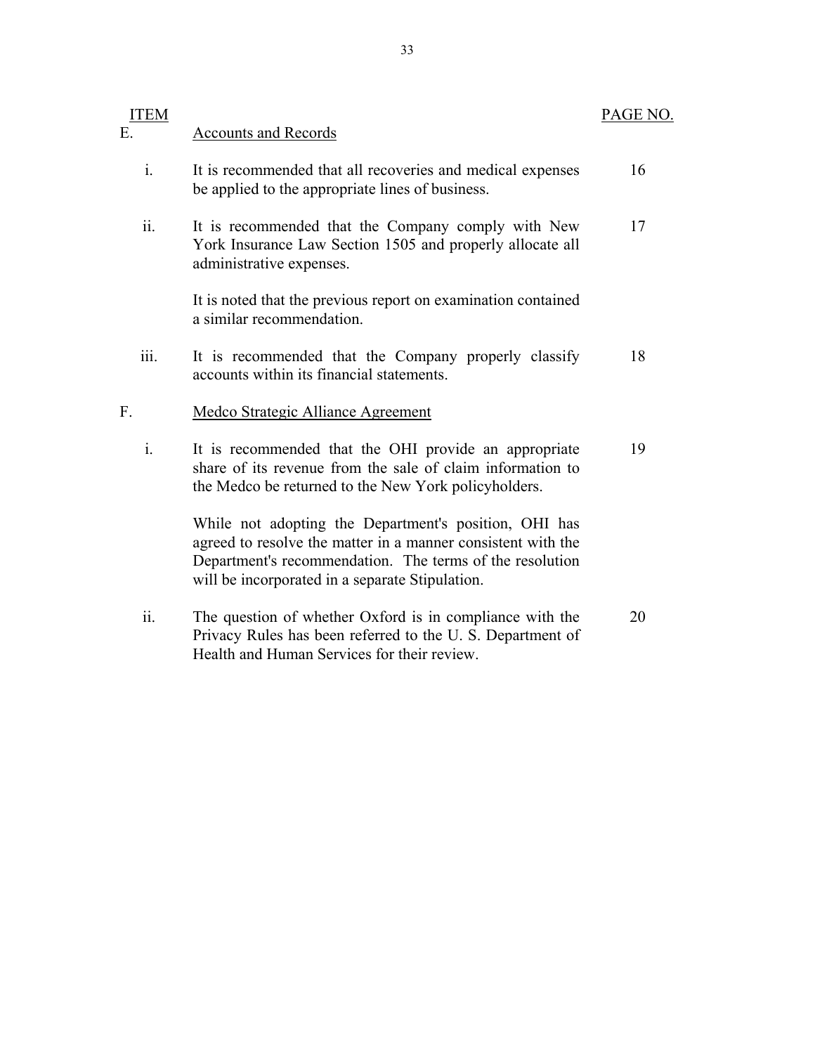| ITEM | | PAGE NO. |
|---|---|---|
| E. | Accounts and Records | |
| i. | It is recommended that all recoveries and medical expenses be applied to the appropriate lines of business. | 16 |
| ii. | It is recommended that the Company comply with New York Insurance Law Section 1505 and properly allocate all administrative expenses.<br><br>It is noted that the previous report on examination contained a similar recommendation. | 17 |
| iii. | It is recommended that the Company properly classify accounts within its financial statements. | 18 |
| F. | Medco Strategic Alliance Agreement | |
| i. | It is recommended that the OHI provide an appropriate share of its revenue from the sale of claim information to the Medco be returned to the New York policyholders.<br><br>While not adopting the Department's position, OHI has agreed to resolve the matter in a manner consistent with the Department's recommendation. The terms of the resolution will be incorporated in a separate Stipulation. | 19 |
| ii. | The question of whether Oxford is in compliance with the Privacy Rules has been referred to the U. S. Department of Health and Human Services for their review. | 20 |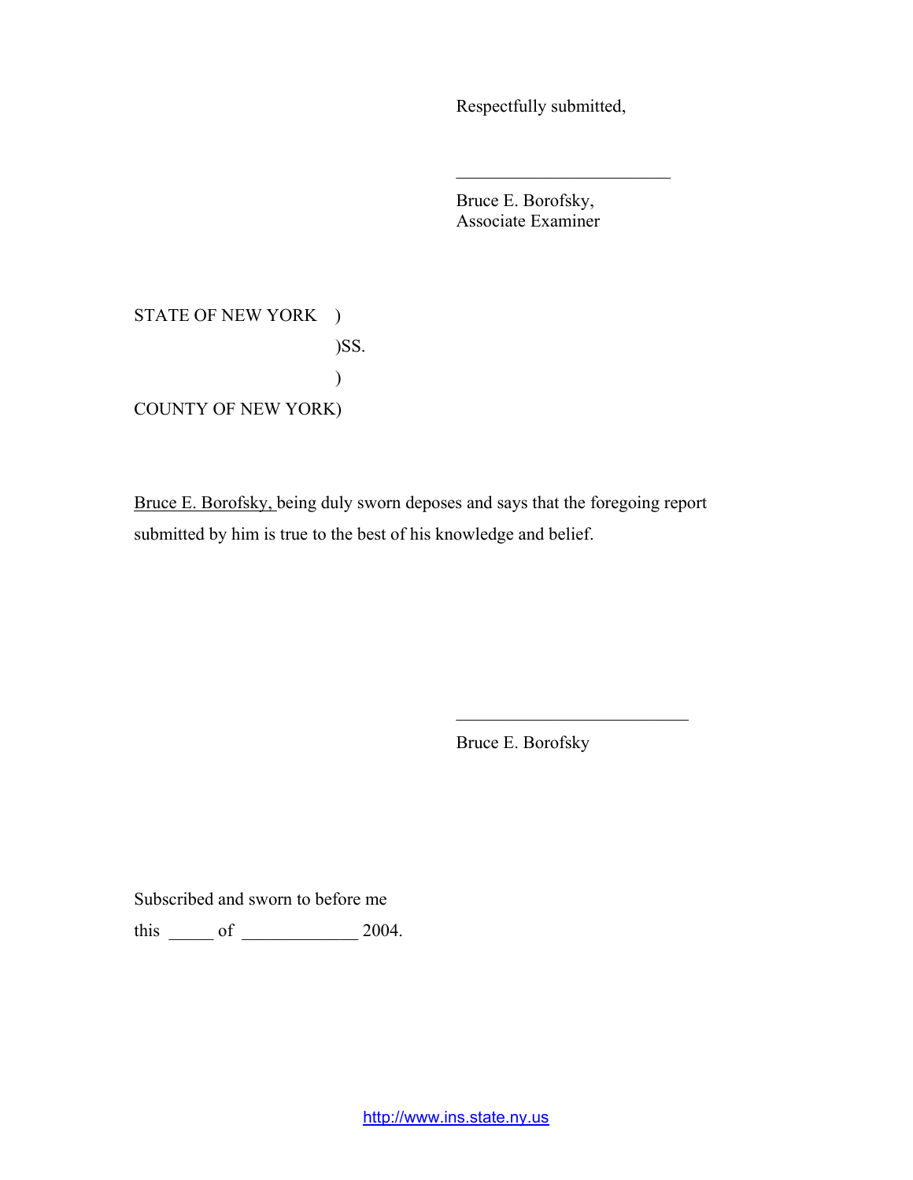Respectfully submitted,

\_\_\_\_\_\_\_\_\_\_\_\_\_\_\_\_\_\_\_\_\_\_\_\_

Bruce E. Borofsky,
Associate Examiner

STATE OF NEW YORK )
)SS.
)
COUNTY OF NEW YORK)

Bruce E. Borofsky, being duly sworn deposes and says that the foregoing report submitted by him is true to the best of his knowledge and belief.

\_\_\_\_\_\_\_\_\_\_\_\_\_\_\_\_\_\_\_\_\_\_\_\_\_\_

Bruce E. Borofsky

Subscribed and sworn to before me

this \_\_\_\_\_ of \_\_\_\_\_\_\_\_\_\_\_\_\_ 2004.

http://www.ins.state.ny.us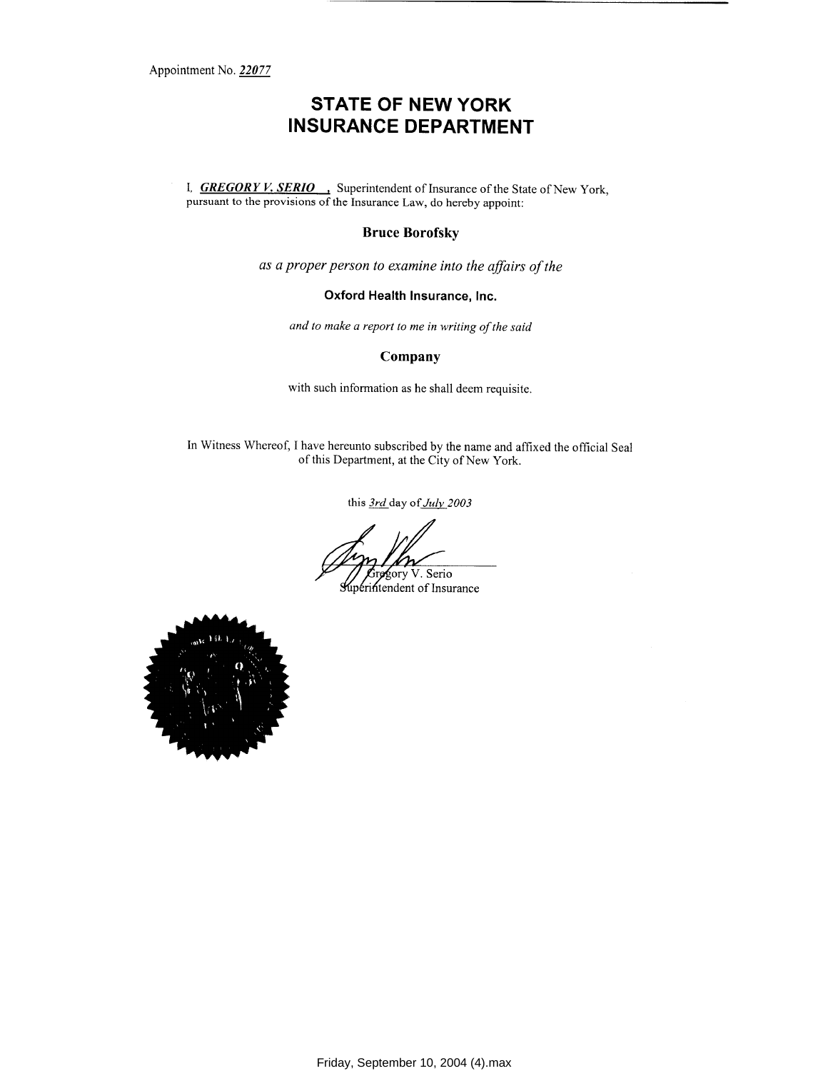Appointment No. *22077*

# STATE OF NEW YORK
# INSURANCE DEPARTMENT

I, ***GREGORY V. SERIO***, Superintendent of Insurance of the State of New York, pursuant to the provisions of the Insurance Law, do hereby appoint:

**Bruce Borofsky**

*as a proper person to examine into the affairs of the*

**Oxford Health Insurance, Inc.**

*and to make a report to me in writing of the said*

**Company**

with such information as he shall deem requisite.

In Witness Whereof, I have hereunto subscribed by the name and affixed the official Seal of this Department, at the City of New York.

this *3rd* day of *July 2003*

Gregory V. Serio
Superintendent of Insurance

Friday, September 10, 2004 (4).max